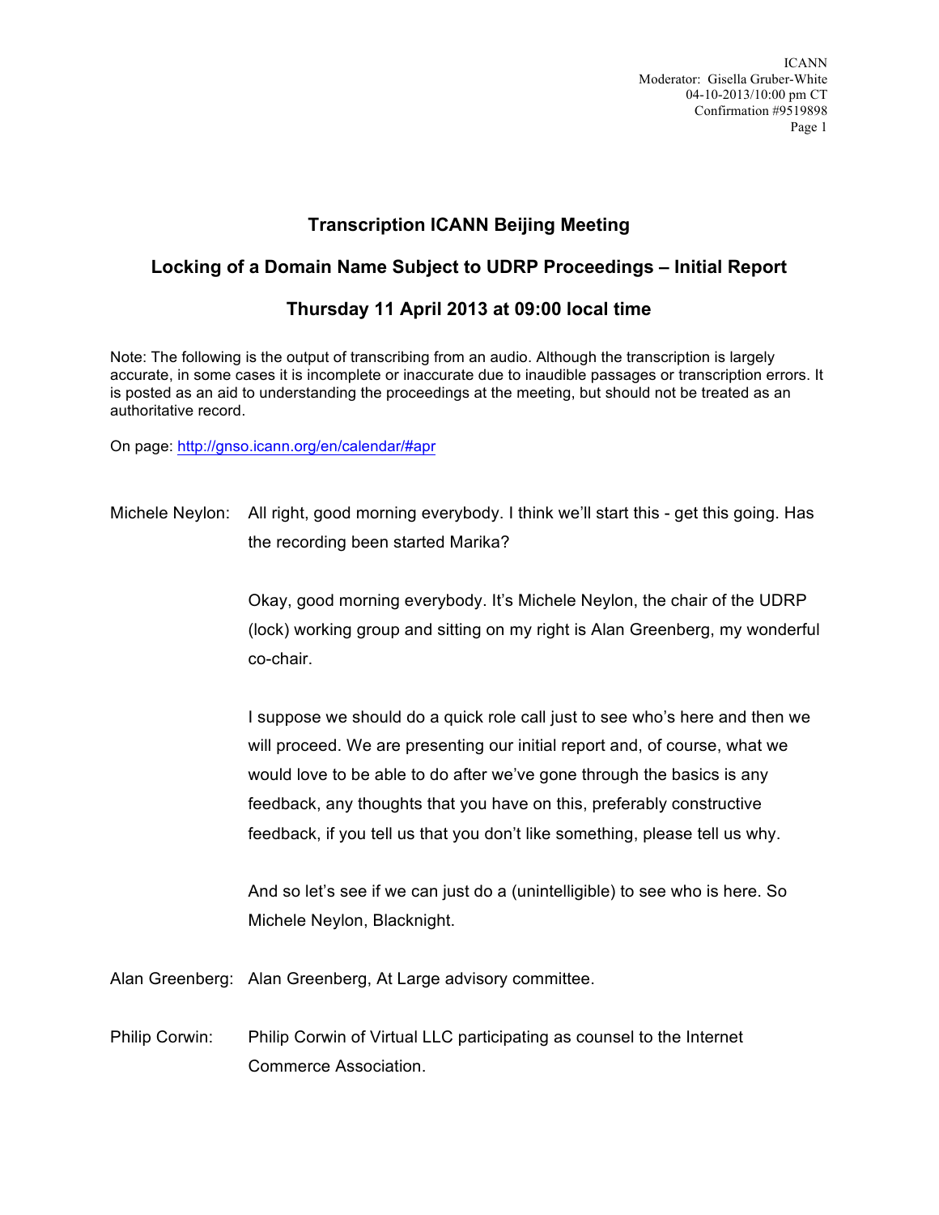# Transcription ICANN Beijing Meeting

## Locking of a Domain Name Subject to UDRP Proceedings – Initial Report

## Thursday 11 April 2013 at 09:00 local time

Note: The following is the output of transcribing from an audio. Although the transcription is largely accurate, in some cases it is incomplete or inaccurate due to inaudible passages or transcription errors. It is posted as an aid to understanding the proceedings at the meeting, but should not be treated as an authoritative record.

On page: http://gnso.icann.org/en/calendar/#apr

Michele Neylon: All right, good morning everybody. I think we'll start this - get this going. Has the recording been started Marika?

Okay, good morning everybody. It's Michele Neylon, the chair of the UDRP (lock) working group and sitting on my right is Alan Greenberg, my wonderful co-chair.

I suppose we should do a quick role call just to see who's here and then we will proceed. We are presenting our initial report and, of course, what we would love to be able to do after we've gone through the basics is any feedback, any thoughts that you have on this, preferably constructive feedback, if you tell us that you don't like something, please tell us why.

And so let's see if we can just do a (unintelligible) to see who is here. So Michele Neylon, Blacknight.

Alan Greenberg: Alan Greenberg, At Large advisory committee.

Philip Corwin: Philip Corwin of Virtual LLC participating as counsel to the Internet Commerce Association.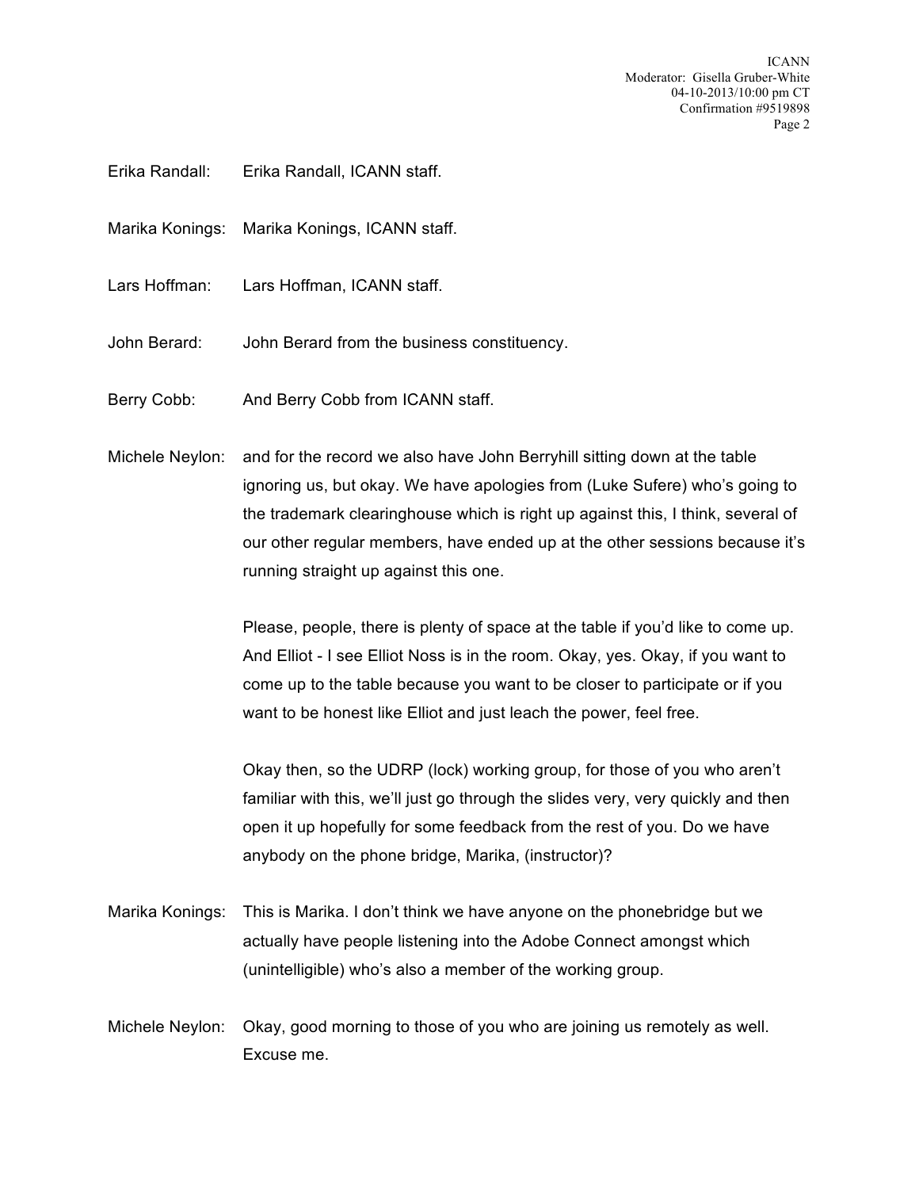Erika Randall: Erika Randall, ICANN staff.

Marika Konings: Marika Konings, ICANN staff.

Lars Hoffman: Lars Hoffman, ICANN staff.

John Berard: John Berard from the business constituency.

Berry Cobb: And Berry Cobb from ICANN staff.

Michele Neylon: and for the record we also have John Berryhill sitting down at the table ignoring us, but okay. We have apologies from (Luke Sufere) who's going to the trademark clearinghouse which is right up against this, I think, several of our other regular members, have ended up at the other sessions because it's running straight up against this one.

Please, people, there is plenty of space at the table if you'd like to come up. And Elliot - I see Elliot Noss is in the room. Okay, yes. Okay, if you want to come up to the table because you want to be closer to participate or if you want to be honest like Elliot and just leach the power, feel free.

Okay then, so the UDRP (lock) working group, for those of you who aren't familiar with this, we'll just go through the slides very, very quickly and then open it up hopefully for some feedback from the rest of you. Do we have anybody on the phone bridge, Marika, (instructor)?

Marika Konings: This is Marika. I don't think we have anyone on the phonebridge but we actually have people listening into the Adobe Connect amongst which (unintelligible) who's also a member of the working group.

Michele Neylon: Okay, good morning to those of you who are joining us remotely as well. Excuse me.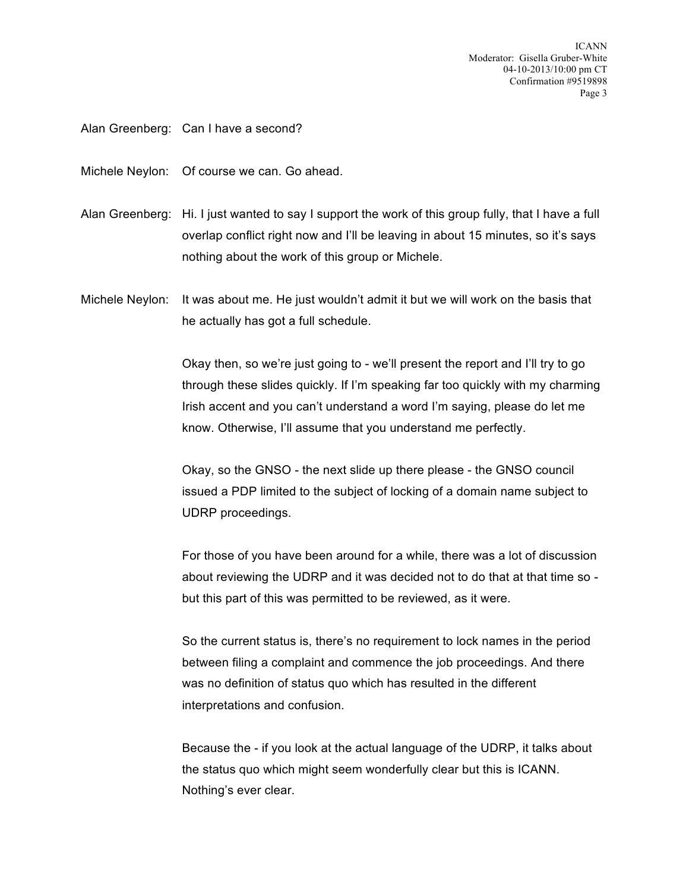Alan Greenberg: Can I have a second?

Michele Neylon: Of course we can. Go ahead.

Alan Greenberg: Hi. I just wanted to say I support the work of this group fully, that I have a full overlap conflict right now and I'll be leaving in about 15 minutes, so it's says nothing about the work of this group or Michele.

Michele Neylon: It was about me. He just wouldn't admit it but we will work on the basis that he actually has got a full schedule.

Okay then, so we're just going to - we'll present the report and I'll try to go through these slides quickly. If I'm speaking far too quickly with my charming Irish accent and you can't understand a word I'm saying, please do let me know. Otherwise, I'll assume that you understand me perfectly.

Okay, so the GNSO - the next slide up there please - the GNSO council issued a PDP limited to the subject of locking of a domain name subject to UDRP proceedings.

For those of you have been around for a while, there was a lot of discussion about reviewing the UDRP and it was decided not to do that at that time so - but this part of this was permitted to be reviewed, as it were.

So the current status is, there's no requirement to lock names in the period between filing a complaint and commence the job proceedings. And there was no definition of status quo which has resulted in the different interpretations and confusion.

Because the - if you look at the actual language of the UDRP, it talks about the status quo which might seem wonderfully clear but this is ICANN. Nothing's ever clear.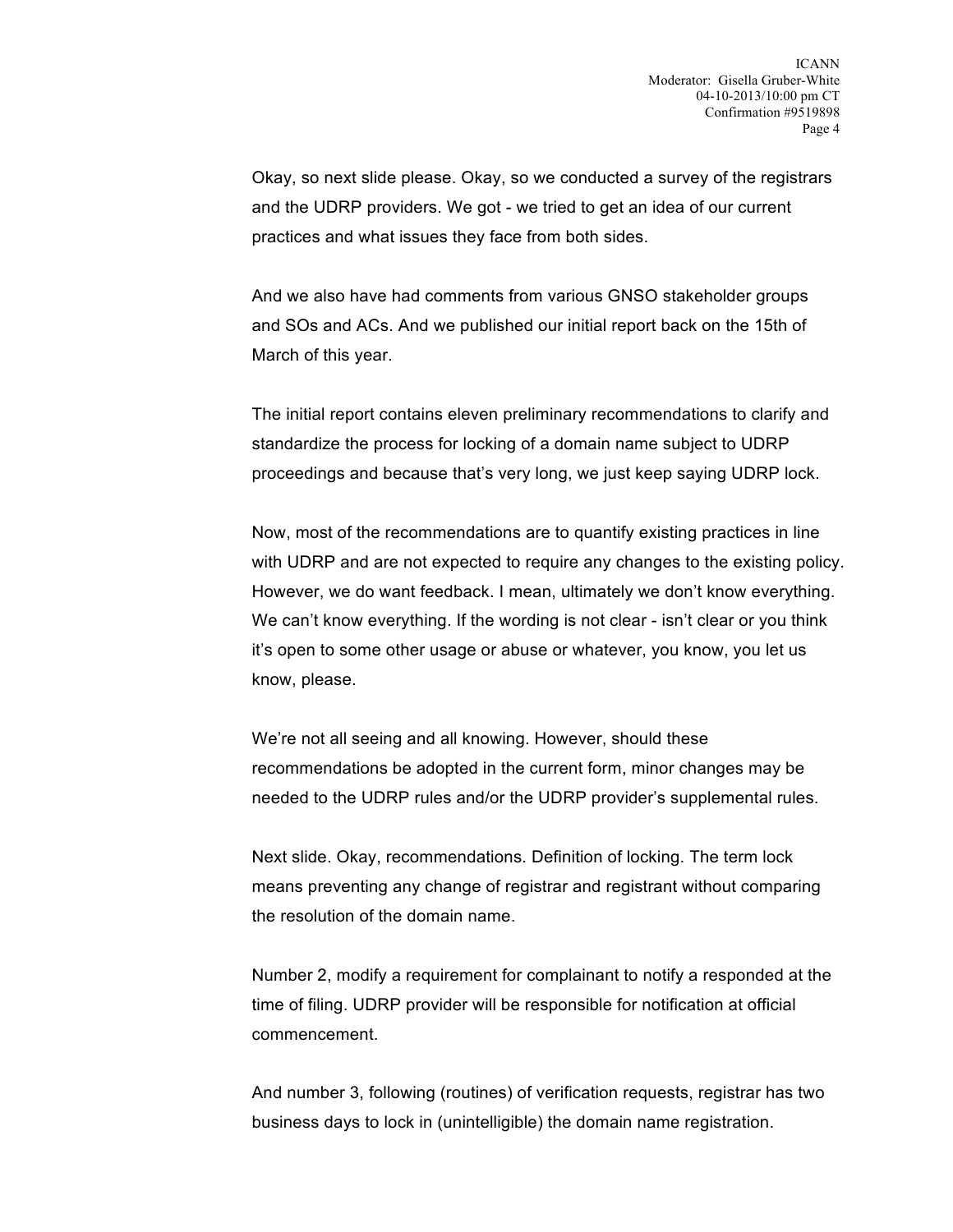Okay, so next slide please. Okay, so we conducted a survey of the registrars and the UDRP providers. We got - we tried to get an idea of our current practices and what issues they face from both sides.

And we also have had comments from various GNSO stakeholder groups and SOs and ACs. And we published our initial report back on the 15th of March of this year.

The initial report contains eleven preliminary recommendations to clarify and standardize the process for locking of a domain name subject to UDRP proceedings and because that's very long, we just keep saying UDRP lock.

Now, most of the recommendations are to quantify existing practices in line with UDRP and are not expected to require any changes to the existing policy. However, we do want feedback. I mean, ultimately we don't know everything. We can't know everything. If the wording is not clear - isn't clear or you think it's open to some other usage or abuse or whatever, you know, you let us know, please.

We're not all seeing and all knowing. However, should these recommendations be adopted in the current form, minor changes may be needed to the UDRP rules and/or the UDRP provider's supplemental rules.

Next slide. Okay, recommendations. Definition of locking. The term lock means preventing any change of registrar and registrant without comparing the resolution of the domain name.

Number 2, modify a requirement for complainant to notify a responded at the time of filing. UDRP provider will be responsible for notification at official commencement.

And number 3, following (routines) of verification requests, registrar has two business days to lock in (unintelligible) the domain name registration.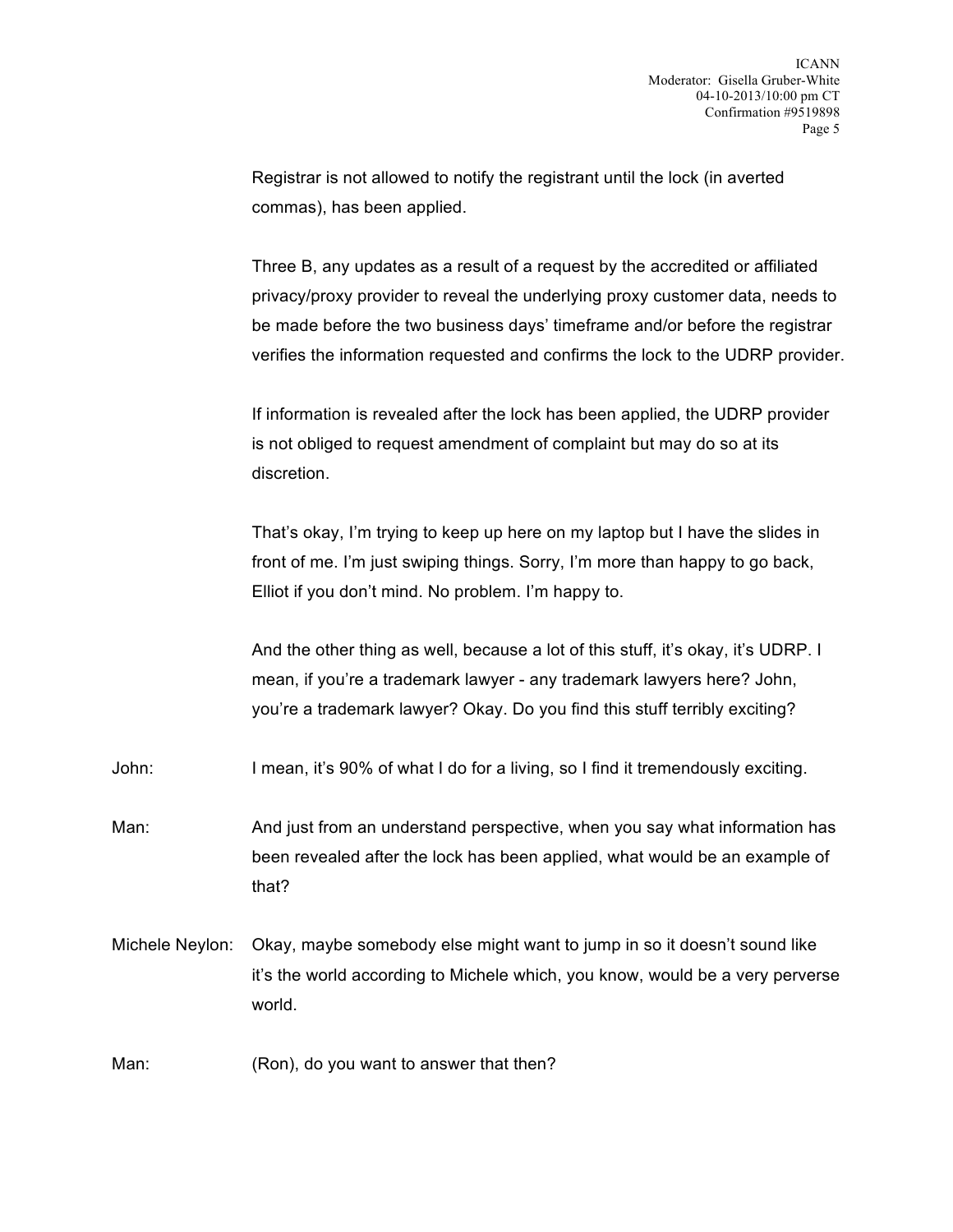Registrar is not allowed to notify the registrant until the lock (in averted commas), has been applied.

Three B, any updates as a result of a request by the accredited or affiliated privacy/proxy provider to reveal the underlying proxy customer data, needs to be made before the two business days' timeframe and/or before the registrar verifies the information requested and confirms the lock to the UDRP provider.

If information is revealed after the lock has been applied, the UDRP provider is not obliged to request amendment of complaint but may do so at its discretion.

That's okay, I'm trying to keep up here on my laptop but I have the slides in front of me. I'm just swiping things. Sorry, I'm more than happy to go back, Elliot if you don't mind. No problem. I'm happy to.

And the other thing as well, because a lot of this stuff, it's okay, it's UDRP. I mean, if you're a trademark lawyer - any trademark lawyers here? John, you're a trademark lawyer? Okay. Do you find this stuff terribly exciting?

John: I mean, it's 90% of what I do for a living, so I find it tremendously exciting.

Man: And just from an understand perspective, when you say what information has been revealed after the lock has been applied, what would be an example of that?

Michele Neylon: Okay, maybe somebody else might want to jump in so it doesn't sound like it's the world according to Michele which, you know, would be a very perverse world.

Man: (Ron), do you want to answer that then?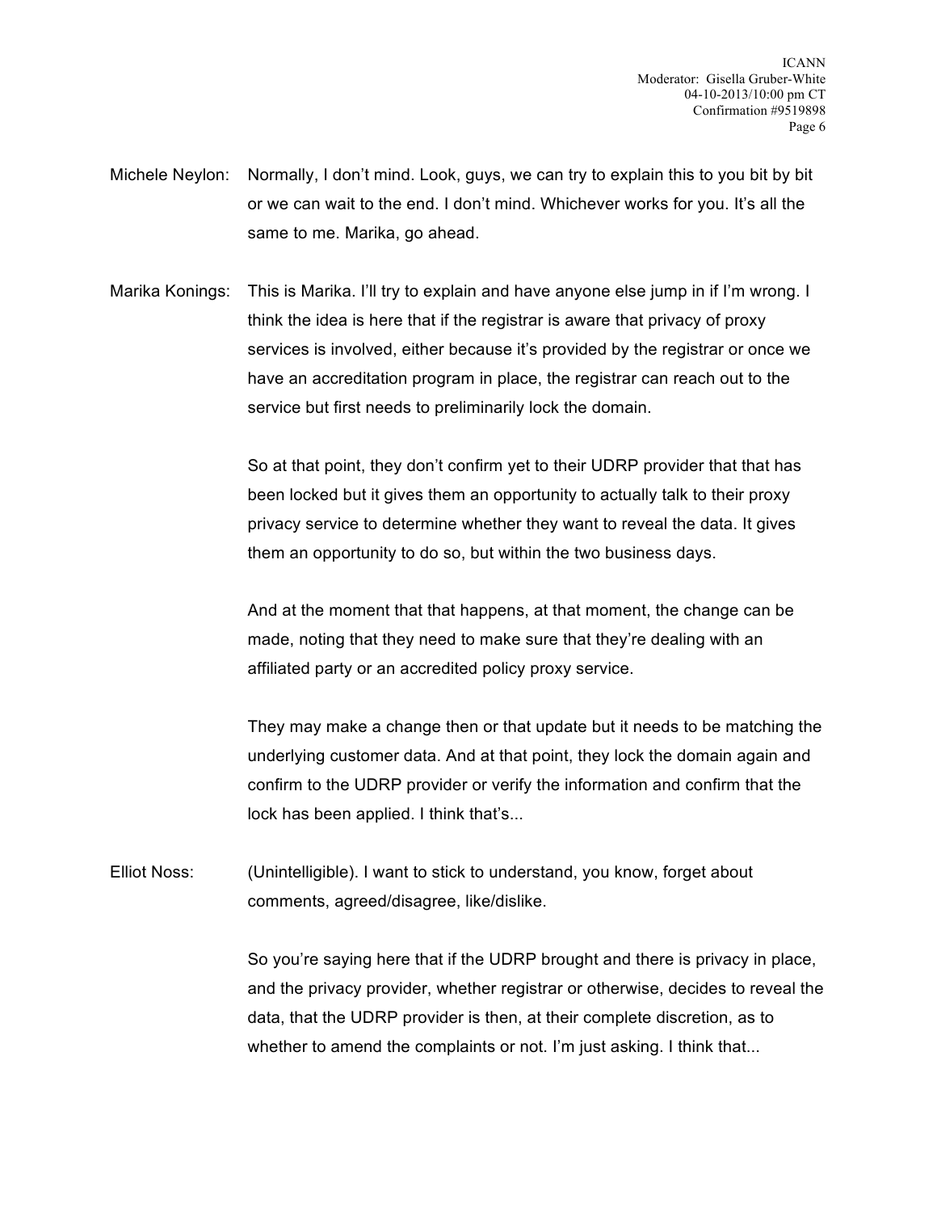Michele Neylon: Normally, I don't mind. Look, guys, we can try to explain this to you bit by bit or we can wait to the end. I don't mind. Whichever works for you. It's all the same to me. Marika, go ahead.

Marika Konings: This is Marika. I'll try to explain and have anyone else jump in if I'm wrong. I think the idea is here that if the registrar is aware that privacy of proxy services is involved, either because it's provided by the registrar or once we have an accreditation program in place, the registrar can reach out to the service but first needs to preliminarily lock the domain.

So at that point, they don't confirm yet to their UDRP provider that that has been locked but it gives them an opportunity to actually talk to their proxy privacy service to determine whether they want to reveal the data. It gives them an opportunity to do so, but within the two business days.

And at the moment that that happens, at that moment, the change can be made, noting that they need to make sure that they're dealing with an affiliated party or an accredited policy proxy service.

They may make a change then or that update but it needs to be matching the underlying customer data. And at that point, they lock the domain again and confirm to the UDRP provider or verify the information and confirm that the lock has been applied. I think that's...

Elliot Noss: (Unintelligible). I want to stick to understand, you know, forget about comments, agreed/disagree, like/dislike.

So you're saying here that if the UDRP brought and there is privacy in place, and the privacy provider, whether registrar or otherwise, decides to reveal the data, that the UDRP provider is then, at their complete discretion, as to whether to amend the complaints or not. I'm just asking. I think that...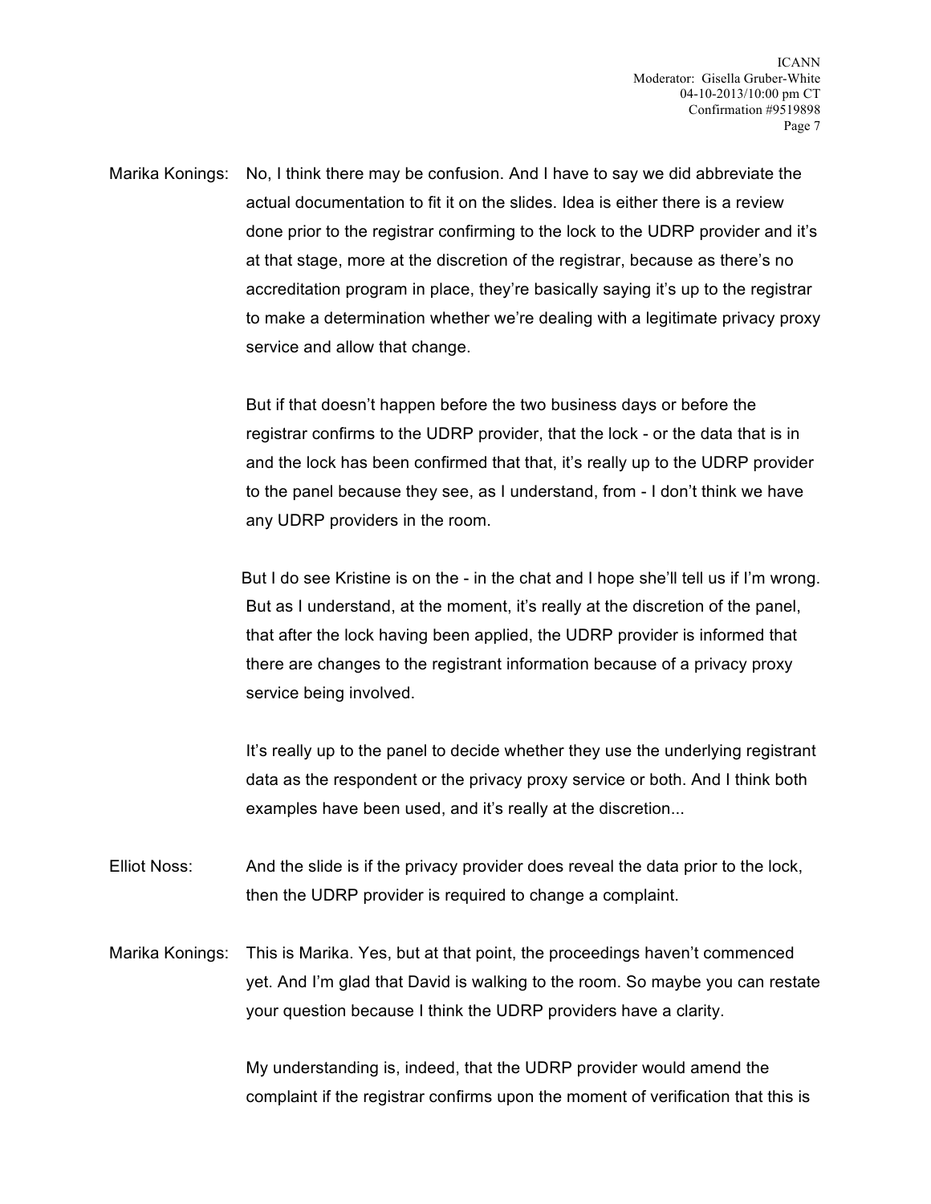Marika Konings: No, I think there may be confusion. And I have to say we did abbreviate the actual documentation to fit it on the slides. Idea is either there is a review done prior to the registrar confirming to the lock to the UDRP provider and it's at that stage, more at the discretion of the registrar, because as there's no accreditation program in place, they're basically saying it's up to the registrar to make a determination whether we're dealing with a legitimate privacy proxy service and allow that change.

But if that doesn't happen before the two business days or before the registrar confirms to the UDRP provider, that the lock - or the data that is in and the lock has been confirmed that that, it's really up to the UDRP provider to the panel because they see, as I understand, from - I don't think we have any UDRP providers in the room.

But I do see Kristine is on the - in the chat and I hope she'll tell us if I'm wrong. But as I understand, at the moment, it's really at the discretion of the panel, that after the lock having been applied, the UDRP provider is informed that there are changes to the registrant information because of a privacy proxy service being involved.

It's really up to the panel to decide whether they use the underlying registrant data as the respondent or the privacy proxy service or both. And I think both examples have been used, and it's really at the discretion...

Elliot Noss: And the slide is if the privacy provider does reveal the data prior to the lock, then the UDRP provider is required to change a complaint.

Marika Konings: This is Marika. Yes, but at that point, the proceedings haven't commenced yet. And I'm glad that David is walking to the room. So maybe you can restate your question because I think the UDRP providers have a clarity.

My understanding is, indeed, that the UDRP provider would amend the complaint if the registrar confirms upon the moment of verification that this is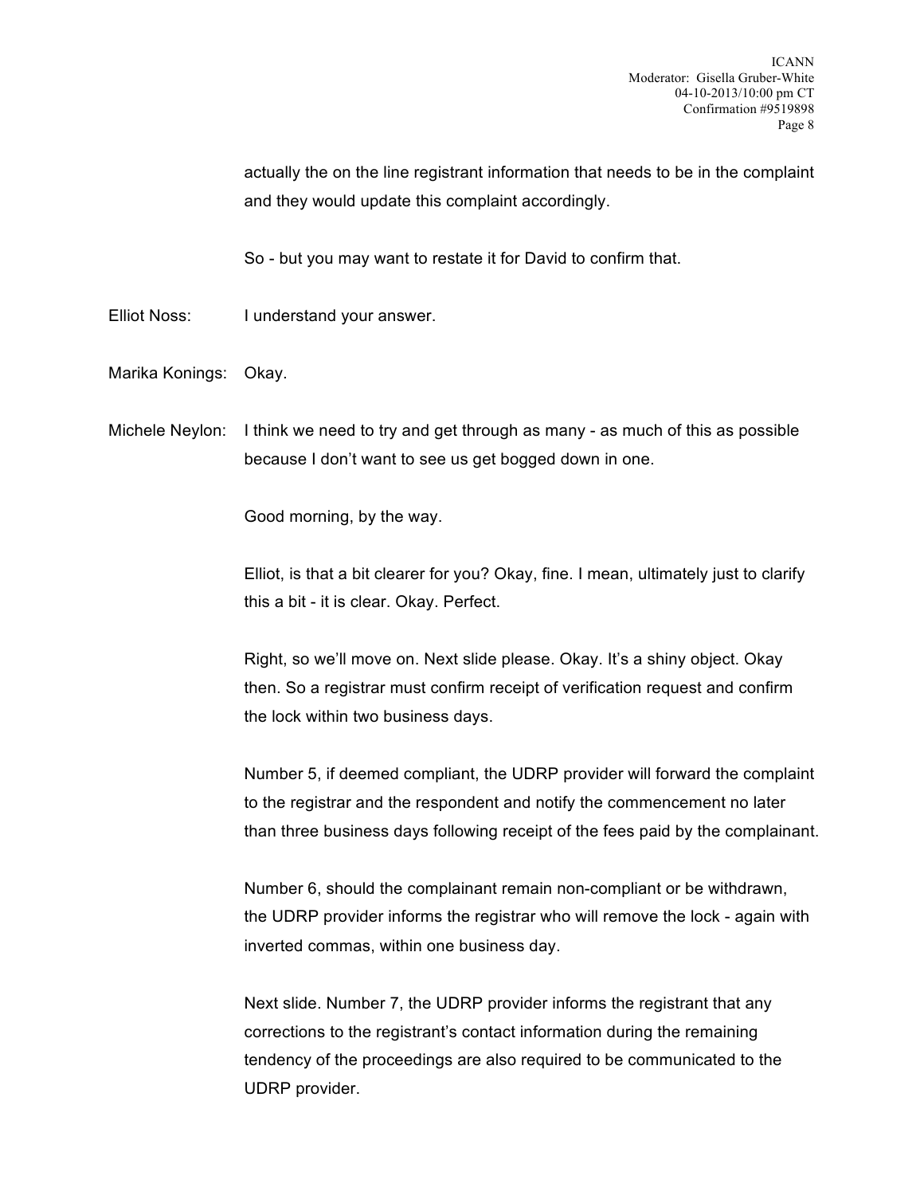actually the on the line registrant information that needs to be in the complaint and they would update this complaint accordingly.

So - but you may want to restate it for David to confirm that.

Elliot Noss: I understand your answer.

Marika Konings: Okay.

Michele Neylon: I think we need to try and get through as many - as much of this as possible because I don't want to see us get bogged down in one.

Good morning, by the way.

Elliot, is that a bit clearer for you? Okay, fine. I mean, ultimately just to clarify this a bit - it is clear. Okay. Perfect.

Right, so we'll move on. Next slide please. Okay. It's a shiny object. Okay then. So a registrar must confirm receipt of verification request and confirm the lock within two business days.

Number 5, if deemed compliant, the UDRP provider will forward the complaint to the registrar and the respondent and notify the commencement no later than three business days following receipt of the fees paid by the complainant.

Number 6, should the complainant remain non-compliant or be withdrawn, the UDRP provider informs the registrar who will remove the lock - again with inverted commas, within one business day.

Next slide. Number 7, the UDRP provider informs the registrant that any corrections to the registrant's contact information during the remaining tendency of the proceedings are also required to be communicated to the UDRP provider.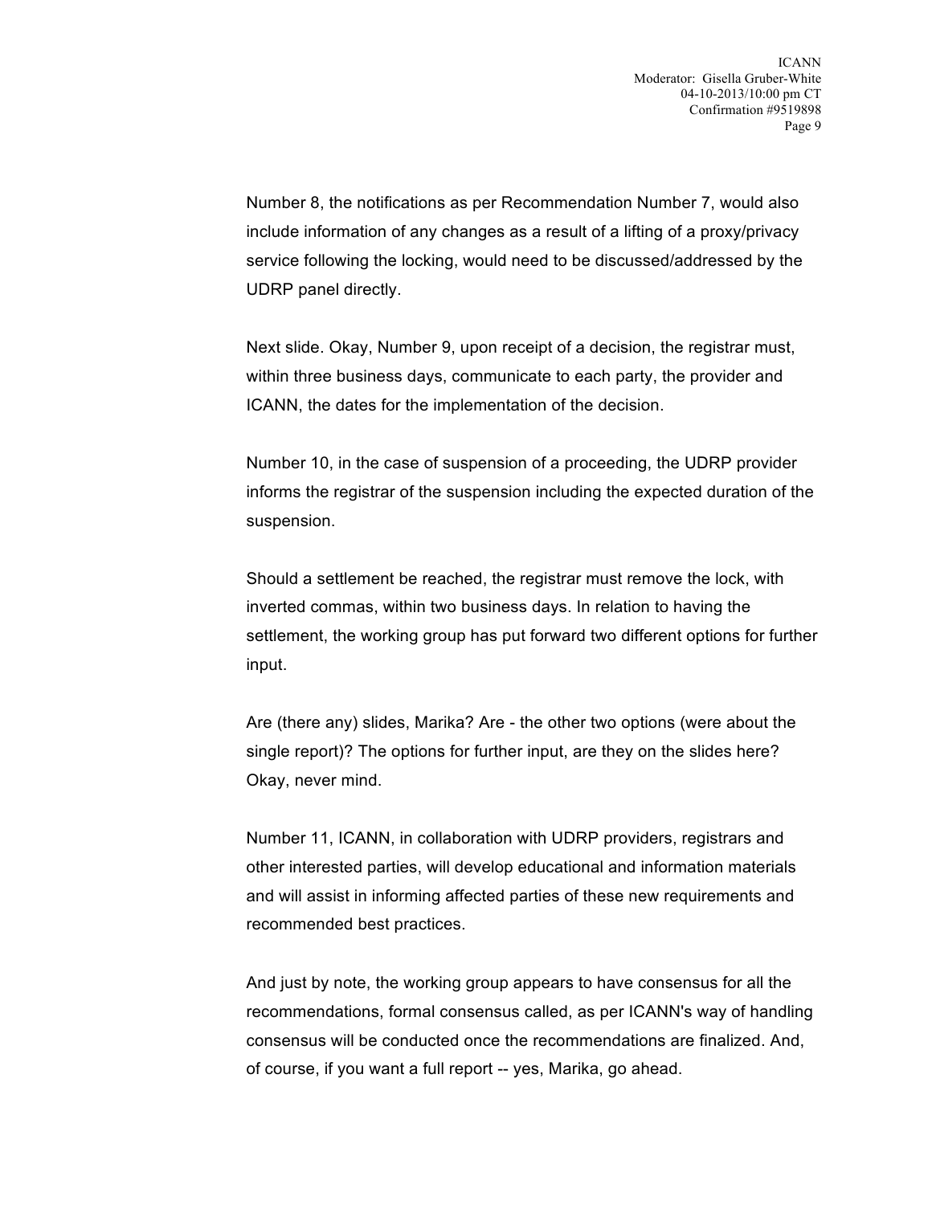Number 8, the notifications as per Recommendation Number 7, would also include information of any changes as a result of a lifting of a proxy/privacy service following the locking, would need to be discussed/addressed by the UDRP panel directly.

Next slide. Okay, Number 9, upon receipt of a decision, the registrar must, within three business days, communicate to each party, the provider and ICANN, the dates for the implementation of the decision.

Number 10, in the case of suspension of a proceeding, the UDRP provider informs the registrar of the suspension including the expected duration of the suspension.

Should a settlement be reached, the registrar must remove the lock, with inverted commas, within two business days. In relation to having the settlement, the working group has put forward two different options for further input.

Are (there any) slides, Marika? Are - the other two options (were about the single report)? The options for further input, are they on the slides here? Okay, never mind.

Number 11, ICANN, in collaboration with UDRP providers, registrars and other interested parties, will develop educational and information materials and will assist in informing affected parties of these new requirements and recommended best practices.

And just by note, the working group appears to have consensus for all the recommendations, formal consensus called, as per ICANN's way of handling consensus will be conducted once the recommendations are finalized. And, of course, if you want a full report -- yes, Marika, go ahead.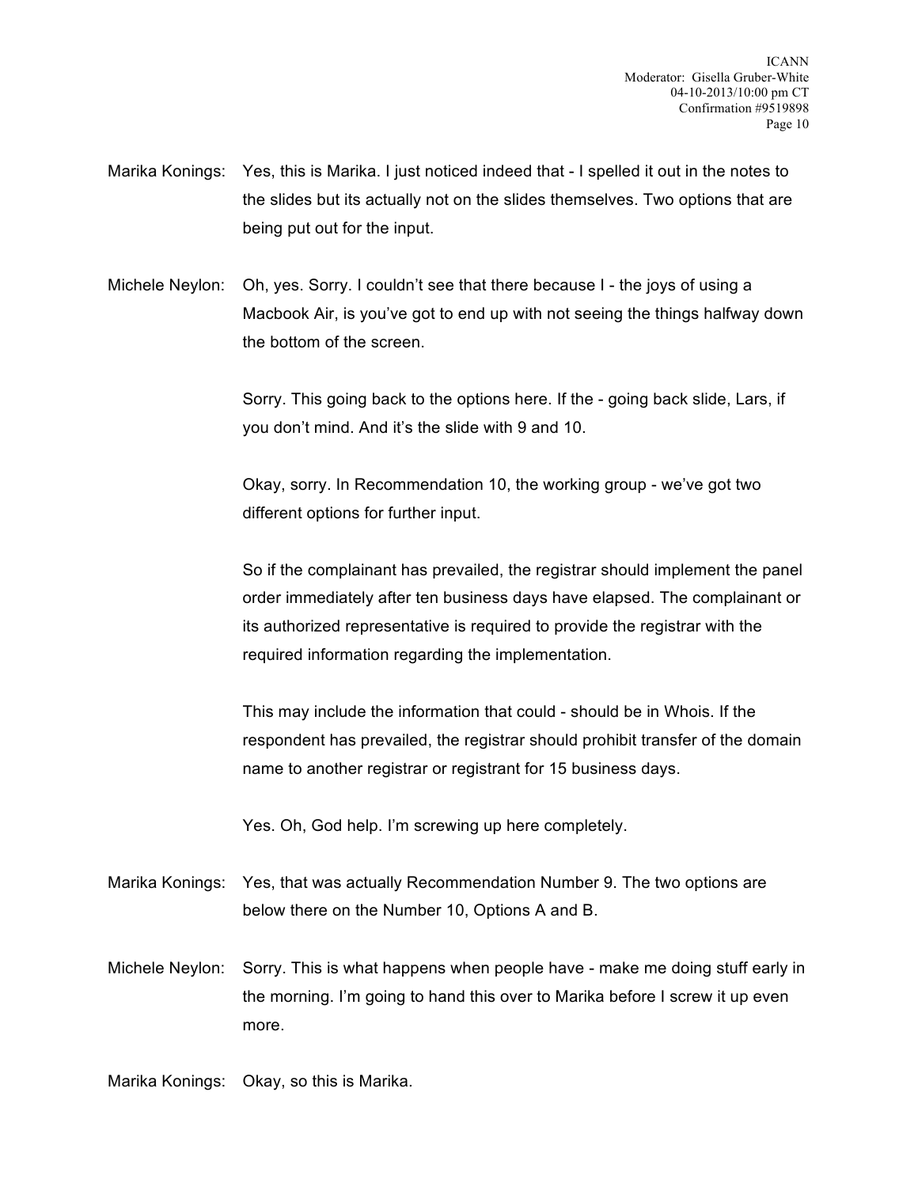Marika Konings: Yes, this is Marika. I just noticed indeed that - I spelled it out in the notes to the slides but its actually not on the slides themselves. Two options that are being put out for the input.

Michele Neylon: Oh, yes. Sorry. I couldn't see that there because I - the joys of using a Macbook Air, is you've got to end up with not seeing the things halfway down the bottom of the screen.

Sorry. This going back to the options here. If the - going back slide, Lars, if you don't mind. And it's the slide with 9 and 10.

Okay, sorry. In Recommendation 10, the working group - we've got two different options for further input.

So if the complainant has prevailed, the registrar should implement the panel order immediately after ten business days have elapsed. The complainant or its authorized representative is required to provide the registrar with the required information regarding the implementation.

This may include the information that could - should be in Whois. If the respondent has prevailed, the registrar should prohibit transfer of the domain name to another registrar or registrant for 15 business days.

Yes. Oh, God help. I'm screwing up here completely.

Marika Konings: Yes, that was actually Recommendation Number 9. The two options are below there on the Number 10, Options A and B.

Michele Neylon: Sorry. This is what happens when people have - make me doing stuff early in the morning. I'm going to hand this over to Marika before I screw it up even more.

Marika Konings: Okay, so this is Marika.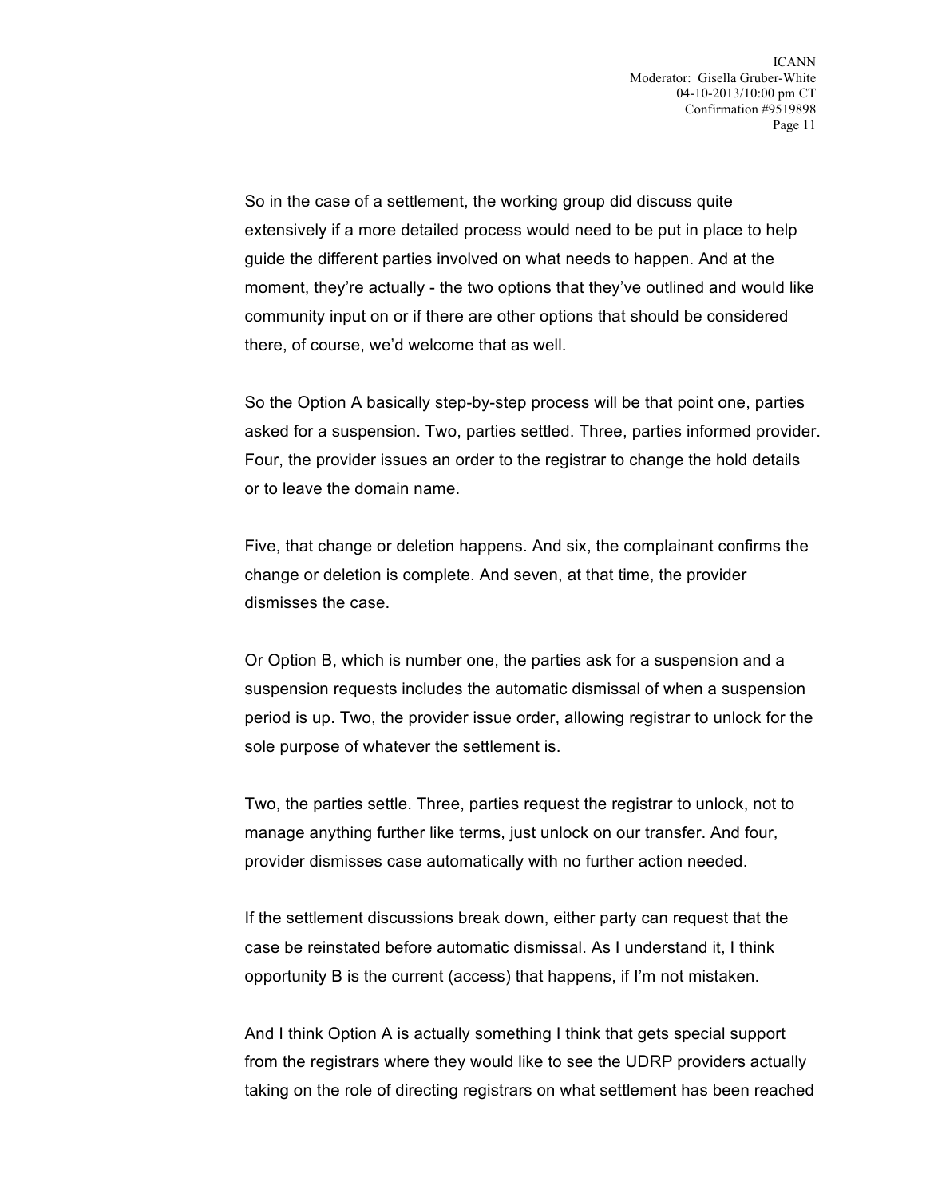So in the case of a settlement, the working group did discuss quite extensively if a more detailed process would need to be put in place to help guide the different parties involved on what needs to happen. And at the moment, they're actually - the two options that they've outlined and would like community input on or if there are other options that should be considered there, of course, we'd welcome that as well.

So the Option A basically step-by-step process will be that point one, parties asked for a suspension. Two, parties settled. Three, parties informed provider. Four, the provider issues an order to the registrar to change the hold details or to leave the domain name.

Five, that change or deletion happens. And six, the complainant confirms the change or deletion is complete. And seven, at that time, the provider dismisses the case.

Or Option B, which is number one, the parties ask for a suspension and a suspension requests includes the automatic dismissal of when a suspension period is up. Two, the provider issue order, allowing registrar to unlock for the sole purpose of whatever the settlement is.

Two, the parties settle. Three, parties request the registrar to unlock, not to manage anything further like terms, just unlock on our transfer. And four, provider dismisses case automatically with no further action needed.

If the settlement discussions break down, either party can request that the case be reinstated before automatic dismissal. As I understand it, I think opportunity B is the current (access) that happens, if I'm not mistaken.

And I think Option A is actually something I think that gets special support from the registrars where they would like to see the UDRP providers actually taking on the role of directing registrars on what settlement has been reached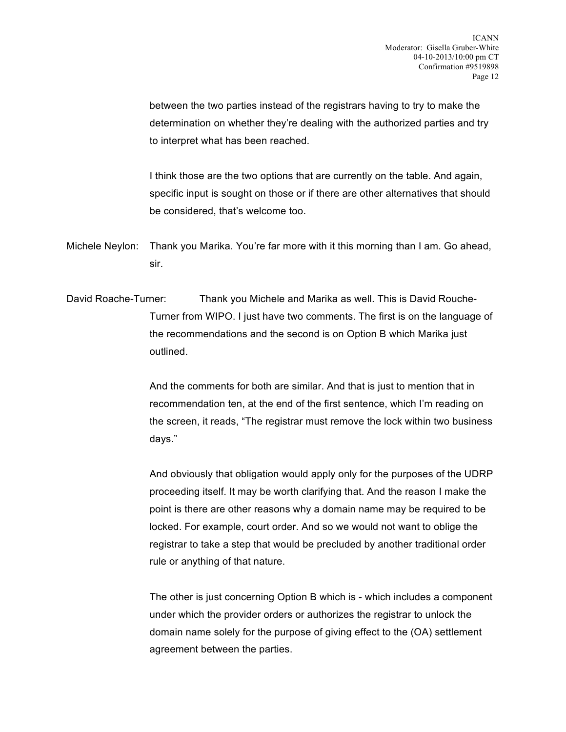between the two parties instead of the registrars having to try to make the determination on whether they're dealing with the authorized parties and try to interpret what has been reached.

I think those are the two options that are currently on the table. And again, specific input is sought on those or if there are other alternatives that should be considered, that's welcome too.

Michele Neylon: Thank you Marika. You're far more with it this morning than I am. Go ahead, sir.

David Roache-Turner: Thank you Michele and Marika as well. This is David Rouche-Turner from WIPO. I just have two comments. The first is on the language of the recommendations and the second is on Option B which Marika just outlined.

And the comments for both are similar. And that is just to mention that in recommendation ten, at the end of the first sentence, which I'm reading on the screen, it reads, "The registrar must remove the lock within two business days."

And obviously that obligation would apply only for the purposes of the UDRP proceeding itself. It may be worth clarifying that. And the reason I make the point is there are other reasons why a domain name may be required to be locked. For example, court order. And so we would not want to oblige the registrar to take a step that would be precluded by another traditional order rule or anything of that nature.

The other is just concerning Option B which is - which includes a component under which the provider orders or authorizes the registrar to unlock the domain name solely for the purpose of giving effect to the (OA) settlement agreement between the parties.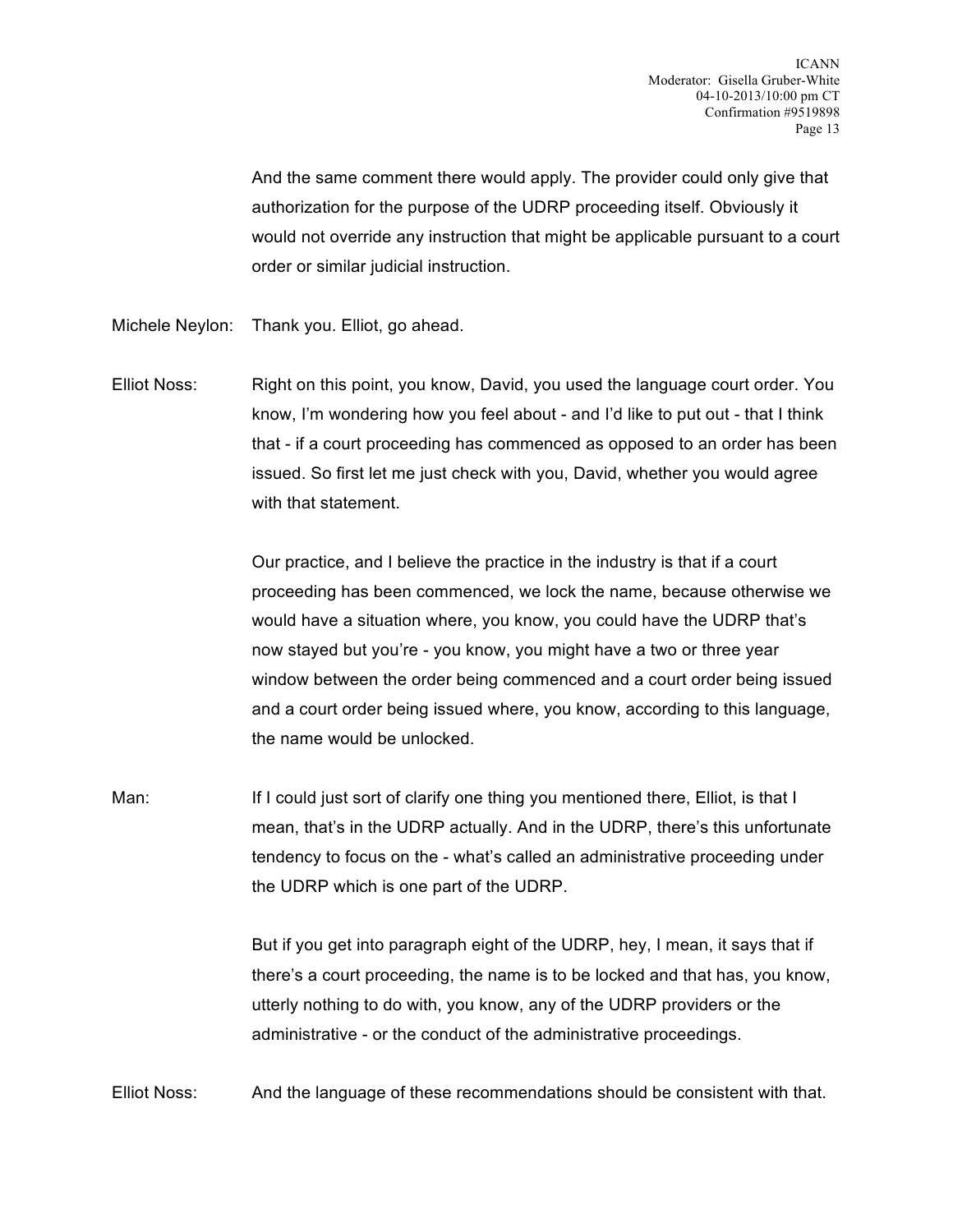And the same comment there would apply. The provider could only give that authorization for the purpose of the UDRP proceeding itself. Obviously it would not override any instruction that might be applicable pursuant to a court order or similar judicial instruction.

Michele Neylon: Thank you. Elliot, go ahead.

Elliot Noss: Right on this point, you know, David, you used the language court order. You know, I'm wondering how you feel about - and I'd like to put out - that I think that - if a court proceeding has commenced as opposed to an order has been issued. So first let me just check with you, David, whether you would agree with that statement.

Our practice, and I believe the practice in the industry is that if a court proceeding has been commenced, we lock the name, because otherwise we would have a situation where, you know, you could have the UDRP that's now stayed but you're - you know, you might have a two or three year window between the order being commenced and a court order being issued and a court order being issued where, you know, according to this language, the name would be unlocked.

Man: If I could just sort of clarify one thing you mentioned there, Elliot, is that I mean, that's in the UDRP actually. And in the UDRP, there's this unfortunate tendency to focus on the - what's called an administrative proceeding under the UDRP which is one part of the UDRP.

But if you get into paragraph eight of the UDRP, hey, I mean, it says that if there's a court proceeding, the name is to be locked and that has, you know, utterly nothing to do with, you know, any of the UDRP providers or the administrative - or the conduct of the administrative proceedings.

Elliot Noss: And the language of these recommendations should be consistent with that.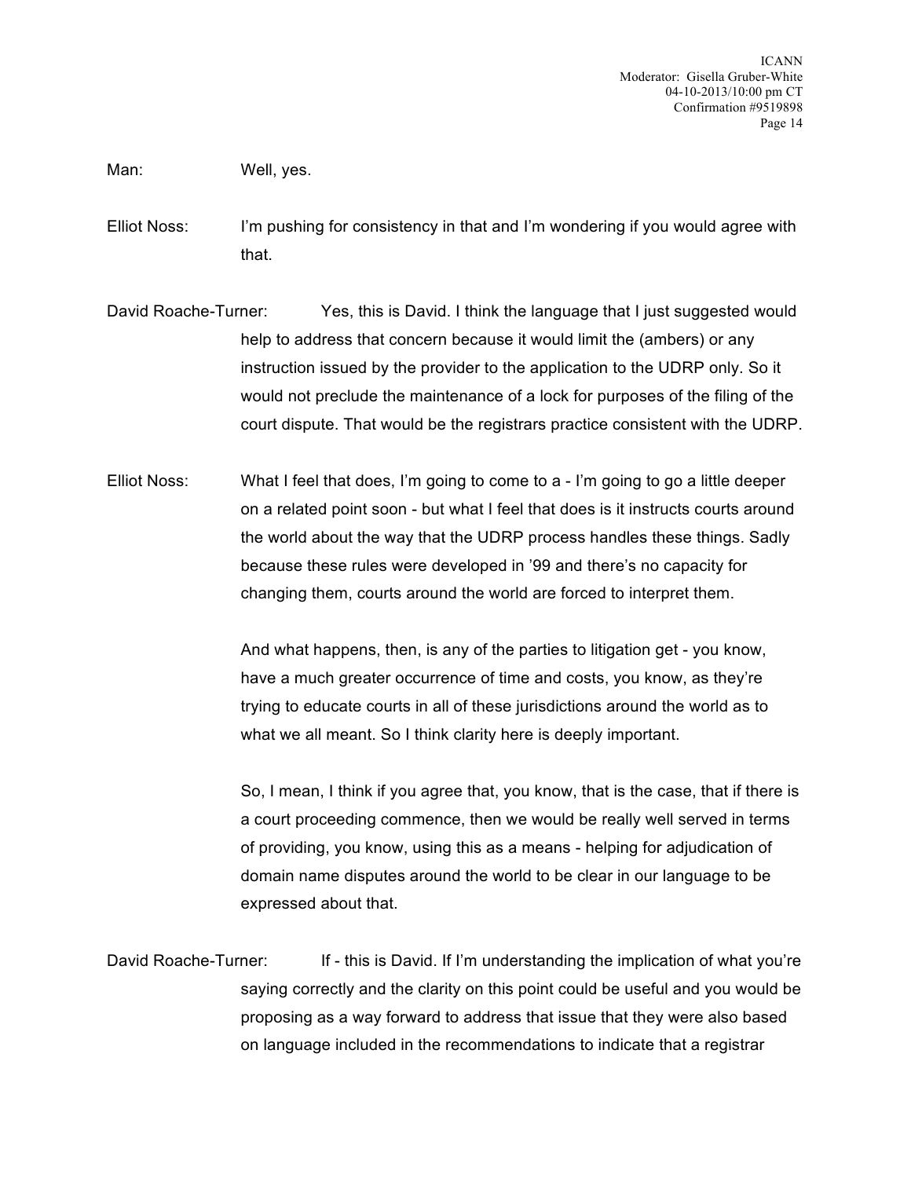Man: Well, yes.

Elliot Noss: I'm pushing for consistency in that and I'm wondering if you would agree with that.

David Roache-Turner: Yes, this is David. I think the language that I just suggested would help to address that concern because it would limit the (ambers) or any instruction issued by the provider to the application to the UDRP only. So it would not preclude the maintenance of a lock for purposes of the filing of the court dispute. That would be the registrars practice consistent with the UDRP.

Elliot Noss: What I feel that does, I'm going to come to a - I'm going to go a little deeper on a related point soon - but what I feel that does is it instructs courts around the world about the way that the UDRP process handles these things. Sadly because these rules were developed in '99 and there's no capacity for changing them, courts around the world are forced to interpret them.

And what happens, then, is any of the parties to litigation get - you know, have a much greater occurrence of time and costs, you know, as they're trying to educate courts in all of these jurisdictions around the world as to what we all meant. So I think clarity here is deeply important.

So, I mean, I think if you agree that, you know, that is the case, that if there is a court proceeding commence, then we would be really well served in terms of providing, you know, using this as a means - helping for adjudication of domain name disputes around the world to be clear in our language to be expressed about that.

David Roache-Turner: If - this is David. If I'm understanding the implication of what you're saying correctly and the clarity on this point could be useful and you would be proposing as a way forward to address that issue that they were also based on language included in the recommendations to indicate that a registrar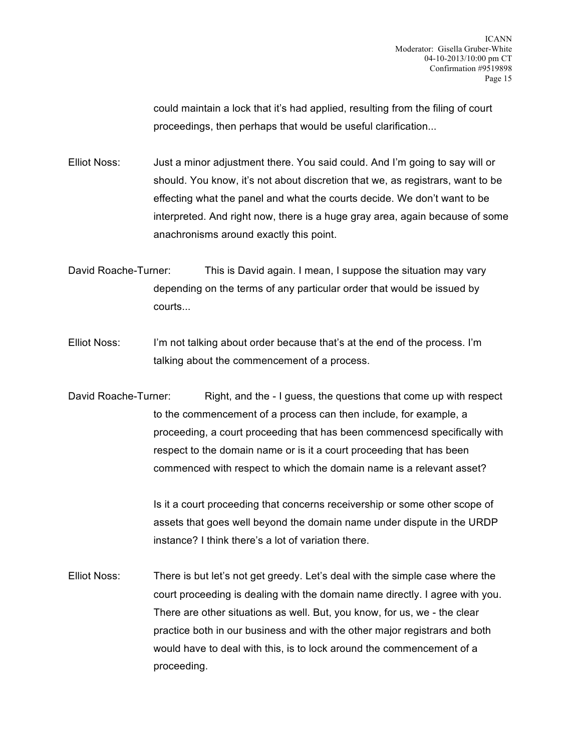could maintain a lock that it's had applied, resulting from the filing of court proceedings, then perhaps that would be useful clarification...

Elliot Noss: Just a minor adjustment there. You said could. And I'm going to say will or should. You know, it's not about discretion that we, as registrars, want to be effecting what the panel and what the courts decide. We don't want to be interpreted. And right now, there is a huge gray area, again because of some anachronisms around exactly this point.

David Roache-Turner: This is David again. I mean, I suppose the situation may vary depending on the terms of any particular order that would be issued by courts...

Elliot Noss: I'm not talking about order because that's at the end of the process. I'm talking about the commencement of a process.

David Roache-Turner: Right, and the - I guess, the questions that come up with respect to the commencement of a process can then include, for example, a proceeding, a court proceeding that has been commencesd specifically with respect to the domain name or is it a court proceeding that has been commenced with respect to which the domain name is a relevant asset?

Is it a court proceeding that concerns receivership or some other scope of assets that goes well beyond the domain name under dispute in the URDP instance? I think there's a lot of variation there.

Elliot Noss: There is but let's not get greedy. Let's deal with the simple case where the court proceeding is dealing with the domain name directly. I agree with you. There are other situations as well. But, you know, for us, we - the clear practice both in our business and with the other major registrars and both would have to deal with this, is to lock around the commencement of a proceeding.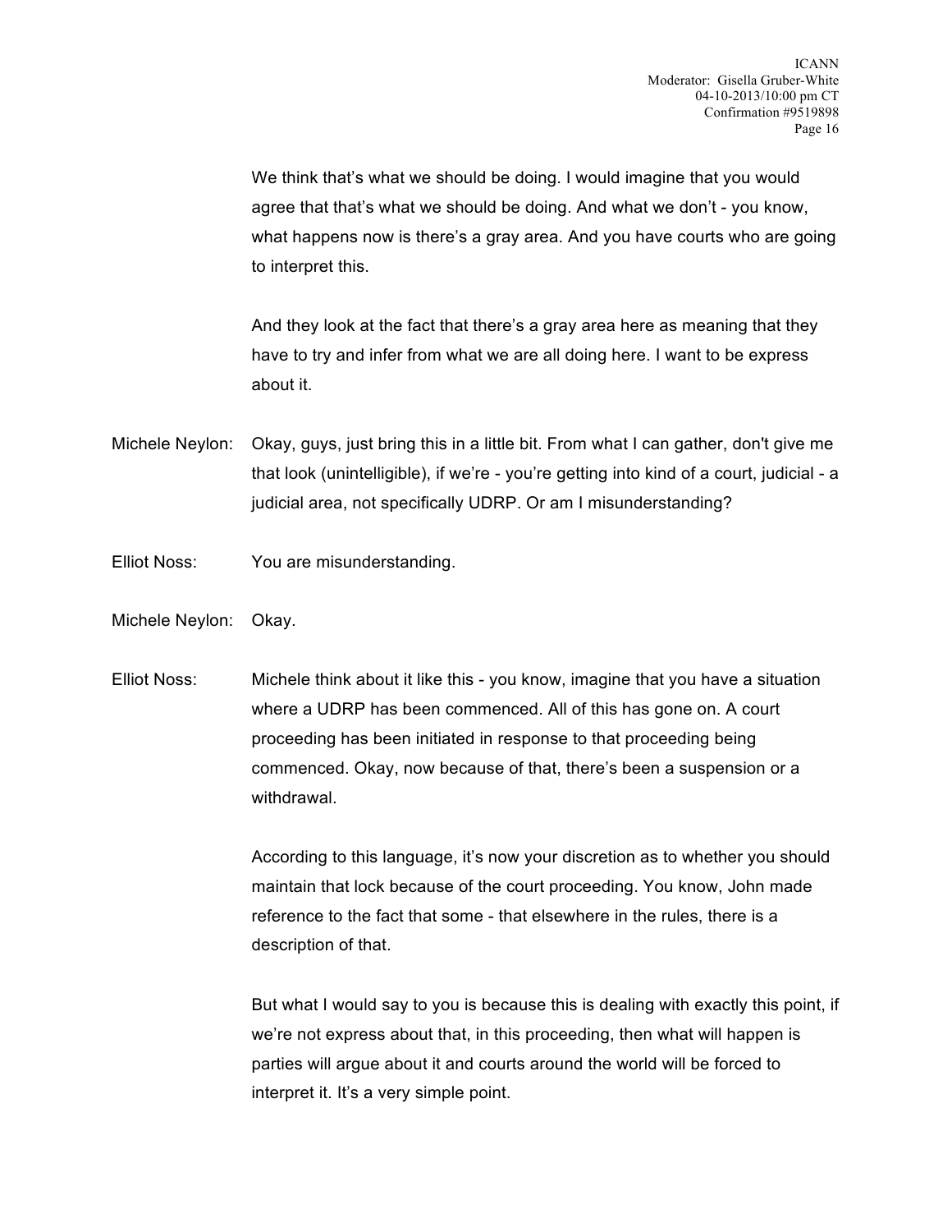We think that's what we should be doing. I would imagine that you would agree that that's what we should be doing. And what we don't - you know, what happens now is there's a gray area. And you have courts who are going to interpret this.

And they look at the fact that there's a gray area here as meaning that they have to try and infer from what we are all doing here. I want to be express about it.

Michele Neylon: Okay, guys, just bring this in a little bit. From what I can gather, don't give me that look (unintelligible), if we're - you're getting into kind of a court, judicial - a judicial area, not specifically UDRP. Or am I misunderstanding?

Elliot Noss: You are misunderstanding.

Michele Neylon: Okay.

Elliot Noss: Michele think about it like this - you know, imagine that you have a situation where a UDRP has been commenced. All of this has gone on. A court proceeding has been initiated in response to that proceeding being commenced. Okay, now because of that, there's been a suspension or a withdrawal.

According to this language, it's now your discretion as to whether you should maintain that lock because of the court proceeding. You know, John made reference to the fact that some - that elsewhere in the rules, there is a description of that.

But what I would say to you is because this is dealing with exactly this point, if we're not express about that, in this proceeding, then what will happen is parties will argue about it and courts around the world will be forced to interpret it. It's a very simple point.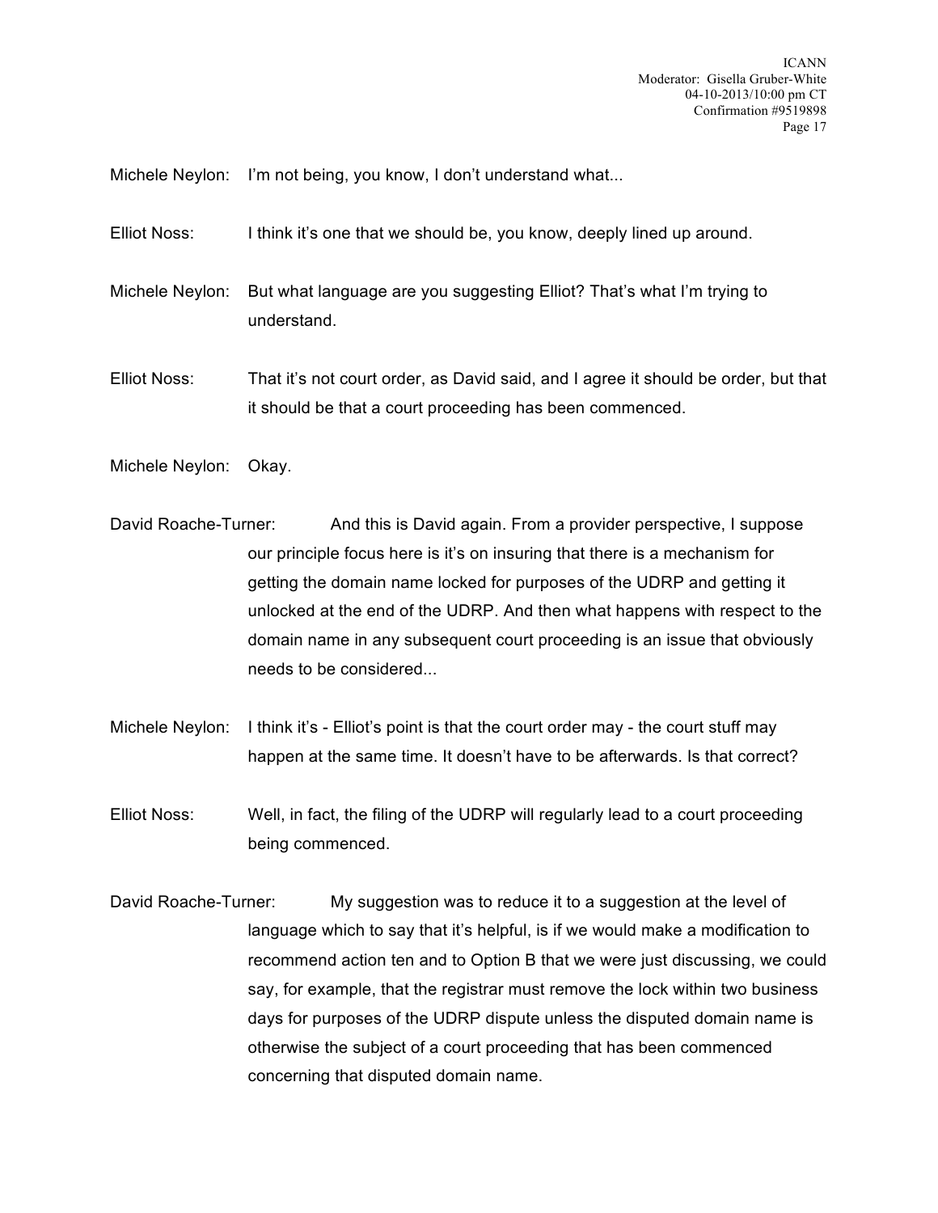Michele Neylon: I'm not being, you know, I don't understand what...

Elliot Noss: I think it's one that we should be, you know, deeply lined up around.

Michele Neylon: But what language are you suggesting Elliot? That's what I'm trying to understand.

Elliot Noss: That it's not court order, as David said, and I agree it should be order, but that it should be that a court proceeding has been commenced.

Michele Neylon: Okay.

David Roache-Turner: And this is David again. From a provider perspective, I suppose our principle focus here is it's on insuring that there is a mechanism for getting the domain name locked for purposes of the UDRP and getting it unlocked at the end of the UDRP. And then what happens with respect to the domain name in any subsequent court proceeding is an issue that obviously needs to be considered...

Michele Neylon: I think it's - Elliot's point is that the court order may - the court stuff may happen at the same time. It doesn't have to be afterwards. Is that correct?

Elliot Noss: Well, in fact, the filing of the UDRP will regularly lead to a court proceeding being commenced.

David Roache-Turner: My suggestion was to reduce it to a suggestion at the level of language which to say that it's helpful, is if we would make a modification to recommend action ten and to Option B that we were just discussing, we could say, for example, that the registrar must remove the lock within two business days for purposes of the UDRP dispute unless the disputed domain name is otherwise the subject of a court proceeding that has been commenced concerning that disputed domain name.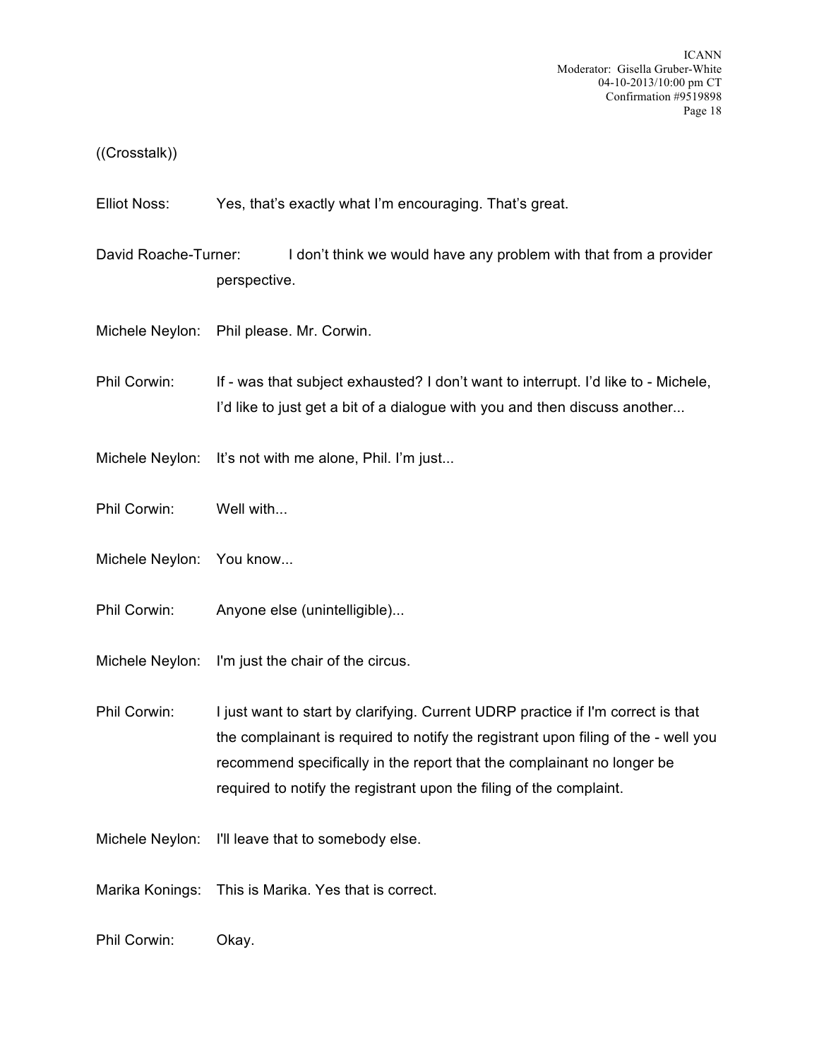((Crosstalk))

Elliot Noss: Yes, that's exactly what I'm encouraging. That's great.

David Roache-Turner: I don't think we would have any problem with that from a provider perspective.

Michele Neylon: Phil please. Mr. Corwin.

Phil Corwin: If - was that subject exhausted? I don't want to interrupt. I'd like to - Michele, I'd like to just get a bit of a dialogue with you and then discuss another...

Michele Neylon: It's not with me alone, Phil. I'm just...

Phil Corwin: Well with...

Michele Neylon: You know...

Phil Corwin: Anyone else (unintelligible)...

Michele Neylon: I'm just the chair of the circus.

Phil Corwin: I just want to start by clarifying. Current UDRP practice if I'm correct is that the complainant is required to notify the registrant upon filing of the - well you recommend specifically in the report that the complainant no longer be required to notify the registrant upon the filing of the complaint.

Michele Neylon: I'll leave that to somebody else.

Marika Konings: This is Marika. Yes that is correct.

Phil Corwin: Okay.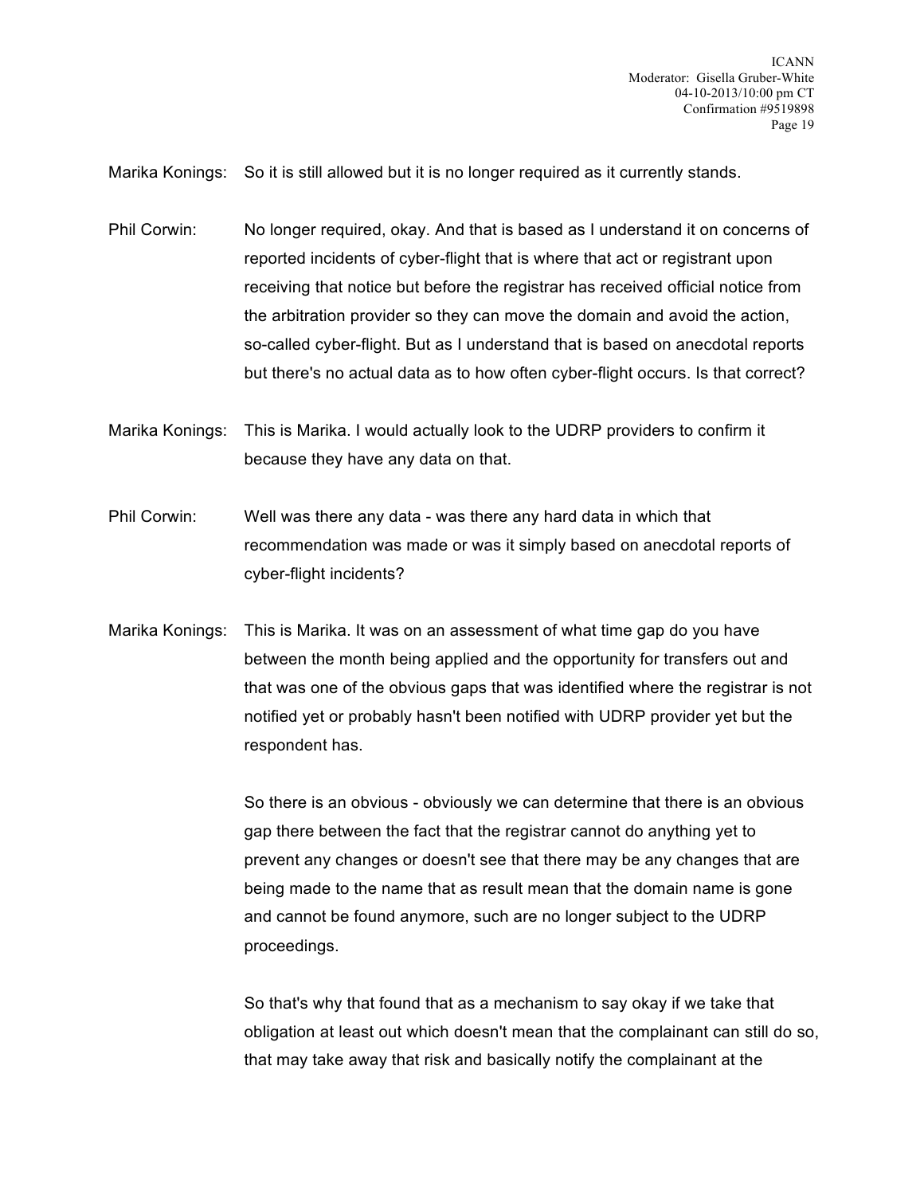Marika Konings: So it is still allowed but it is no longer required as it currently stands.

Phil Corwin: No longer required, okay. And that is based as I understand it on concerns of reported incidents of cyber-flight that is where that act or registrant upon receiving that notice but before the registrar has received official notice from the arbitration provider so they can move the domain and avoid the action, so-called cyber-flight. But as I understand that is based on anecdotal reports but there's no actual data as to how often cyber-flight occurs. Is that correct?

Marika Konings: This is Marika. I would actually look to the UDRP providers to confirm it because they have any data on that.

Phil Corwin: Well was there any data - was there any hard data in which that recommendation was made or was it simply based on anecdotal reports of cyber-flight incidents?

Marika Konings: This is Marika. It was on an assessment of what time gap do you have between the month being applied and the opportunity for transfers out and that was one of the obvious gaps that was identified where the registrar is not notified yet or probably hasn't been notified with UDRP provider yet but the respondent has.

So there is an obvious - obviously we can determine that there is an obvious gap there between the fact that the registrar cannot do anything yet to prevent any changes or doesn't see that there may be any changes that are being made to the name that as result mean that the domain name is gone and cannot be found anymore, such are no longer subject to the UDRP proceedings.

So that's why that found that as a mechanism to say okay if we take that obligation at least out which doesn't mean that the complainant can still do so, that may take away that risk and basically notify the complainant at the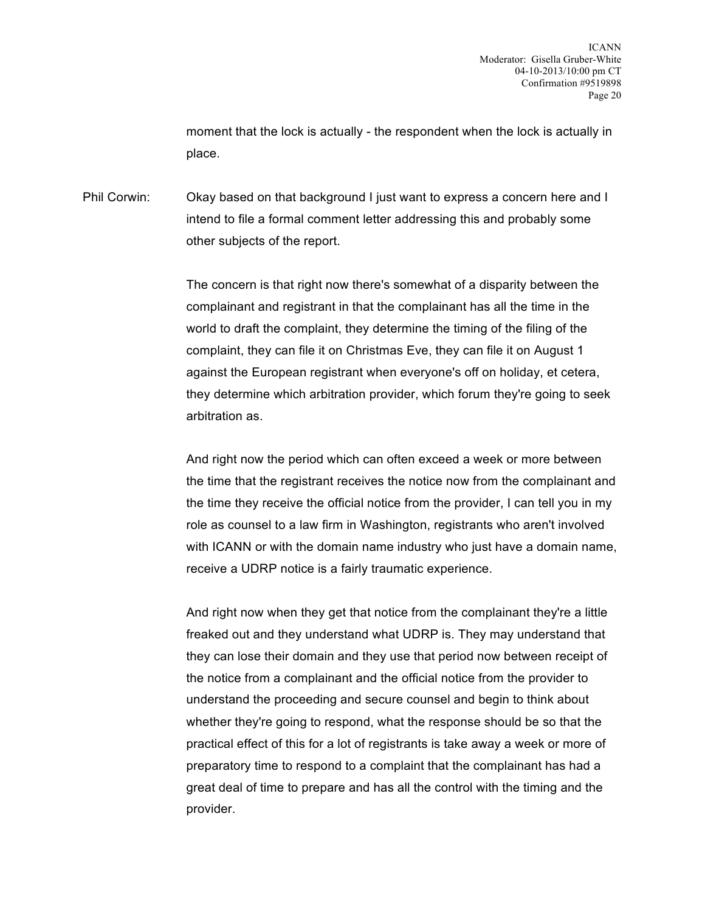moment that the lock is actually - the respondent when the lock is actually in place.

Phil Corwin: Okay based on that background I just want to express a concern here and I intend to file a formal comment letter addressing this and probably some other subjects of the report.

The concern is that right now there's somewhat of a disparity between the complainant and registrant in that the complainant has all the time in the world to draft the complaint, they determine the timing of the filing of the complaint, they can file it on Christmas Eve, they can file it on August 1 against the European registrant when everyone's off on holiday, et cetera, they determine which arbitration provider, which forum they're going to seek arbitration as.

And right now the period which can often exceed a week or more between the time that the registrant receives the notice now from the complainant and the time they receive the official notice from the provider, I can tell you in my role as counsel to a law firm in Washington, registrants who aren't involved with ICANN or with the domain name industry who just have a domain name, receive a UDRP notice is a fairly traumatic experience.

And right now when they get that notice from the complainant they're a little freaked out and they understand what UDRP is. They may understand that they can lose their domain and they use that period now between receipt of the notice from a complainant and the official notice from the provider to understand the proceeding and secure counsel and begin to think about whether they're going to respond, what the response should be so that the practical effect of this for a lot of registrants is take away a week or more of preparatory time to respond to a complaint that the complainant has had a great deal of time to prepare and has all the control with the timing and the provider.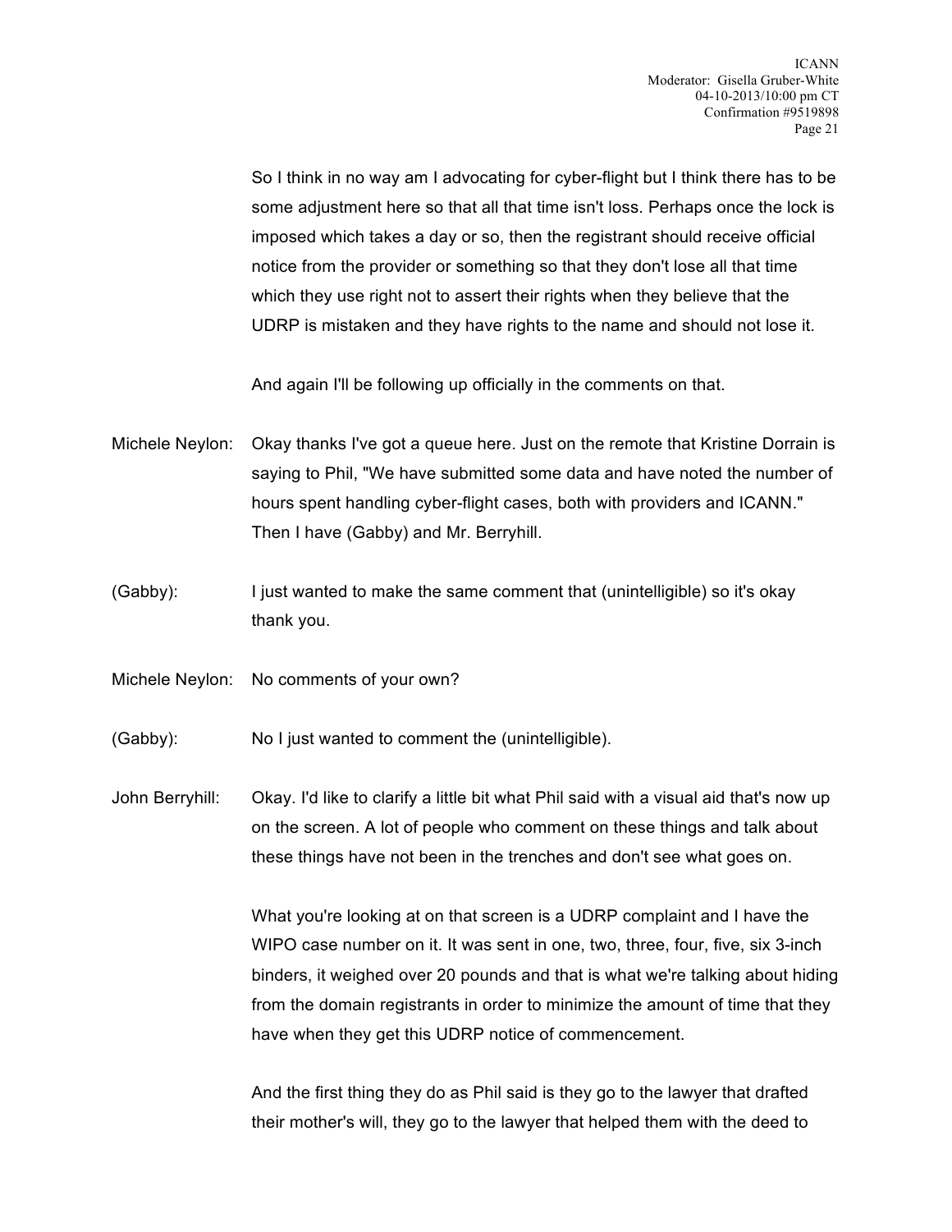So I think in no way am I advocating for cyber-flight but I think there has to be some adjustment here so that all that time isn't loss. Perhaps once the lock is imposed which takes a day or so, then the registrant should receive official notice from the provider or something so that they don't lose all that time which they use right not to assert their rights when they believe that the UDRP is mistaken and they have rights to the name and should not lose it.

And again I'll be following up officially in the comments on that.

Michele Neylon: Okay thanks I've got a queue here. Just on the remote that Kristine Dorrain is saying to Phil, "We have submitted some data and have noted the number of hours spent handling cyber-flight cases, both with providers and ICANN." Then I have (Gabby) and Mr. Berryhill.

(Gabby): I just wanted to make the same comment that (unintelligible) so it's okay thank you.

Michele Neylon: No comments of your own?

(Gabby): No I just wanted to comment the (unintelligible).

John Berryhill: Okay. I'd like to clarify a little bit what Phil said with a visual aid that's now up on the screen. A lot of people who comment on these things and talk about these things have not been in the trenches and don't see what goes on.

What you're looking at on that screen is a UDRP complaint and I have the WIPO case number on it. It was sent in one, two, three, four, five, six 3-inch binders, it weighed over 20 pounds and that is what we're talking about hiding from the domain registrants in order to minimize the amount of time that they have when they get this UDRP notice of commencement.

And the first thing they do as Phil said is they go to the lawyer that drafted their mother's will, they go to the lawyer that helped them with the deed to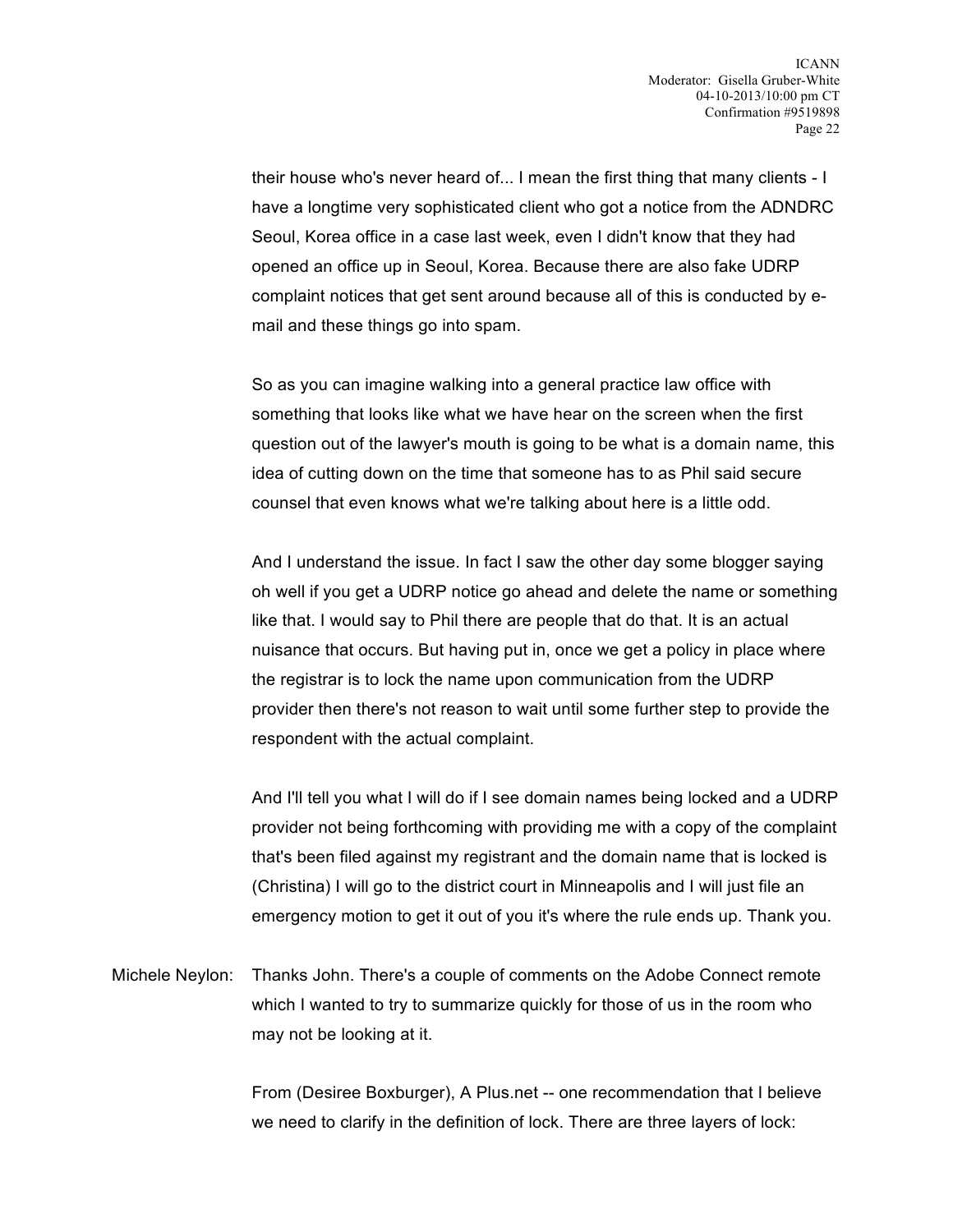their house who's never heard of... I mean the first thing that many clients - I have a longtime very sophisticated client who got a notice from the ADNDRC Seoul, Korea office in a case last week, even I didn't know that they had opened an office up in Seoul, Korea. Because there are also fake UDRP complaint notices that get sent around because all of this is conducted by e-mail and these things go into spam.

So as you can imagine walking into a general practice law office with something that looks like what we have hear on the screen when the first question out of the lawyer's mouth is going to be what is a domain name, this idea of cutting down on the time that someone has to as Phil said secure counsel that even knows what we're talking about here is a little odd.

And I understand the issue. In fact I saw the other day some blogger saying oh well if you get a UDRP notice go ahead and delete the name or something like that. I would say to Phil there are people that do that. It is an actual nuisance that occurs. But having put in, once we get a policy in place where the registrar is to lock the name upon communication from the UDRP provider then there's not reason to wait until some further step to provide the respondent with the actual complaint.

And I'll tell you what I will do if I see domain names being locked and a UDRP provider not being forthcoming with providing me with a copy of the complaint that's been filed against my registrant and the domain name that is locked is (Christina) I will go to the district court in Minneapolis and I will just file an emergency motion to get it out of you it's where the rule ends up. Thank you.

Michele Neylon: Thanks John. There's a couple of comments on the Adobe Connect remote which I wanted to try to summarize quickly for those of us in the room who may not be looking at it.

From (Desiree Boxburger), A Plus.net -- one recommendation that I believe we need to clarify in the definition of lock. There are three layers of lock: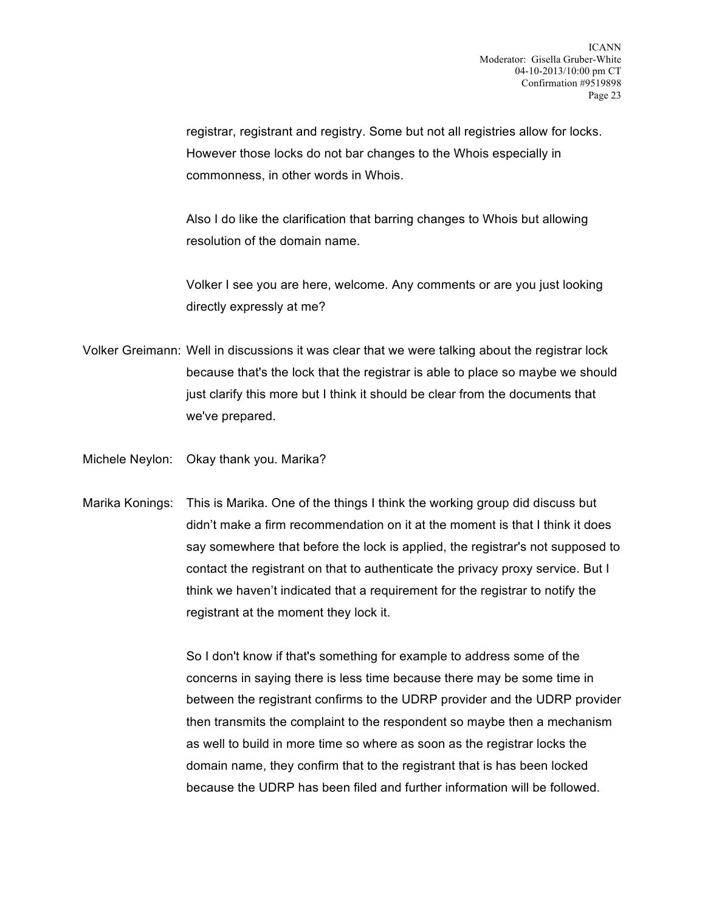registrar, registrant and registry. Some but not all registries allow for locks. However those locks do not bar changes to the Whois especially in commonness, in other words in Whois.

Also I do like the clarification that barring changes to Whois but allowing resolution of the domain name.

Volker I see you are here, welcome. Any comments or are you just looking directly expressly at me?

Volker Greimann: Well in discussions it was clear that we were talking about the registrar lock because that's the lock that the registrar is able to place so maybe we should just clarify this more but I think it should be clear from the documents that we've prepared.

Michele Neylon: Okay thank you. Marika?

Marika Konings: This is Marika. One of the things I think the working group did discuss but didn't make a firm recommendation on it at the moment is that I think it does say somewhere that before the lock is applied, the registrar's not supposed to contact the registrant on that to authenticate the privacy proxy service. But I think we haven't indicated that a requirement for the registrar to notify the registrant at the moment they lock it.

So I don't know if that's something for example to address some of the concerns in saying there is less time because there may be some time in between the registrant confirms to the UDRP provider and the UDRP provider then transmits the complaint to the respondent so maybe then a mechanism as well to build in more time so where as soon as the registrar locks the domain name, they confirm that to the registrant that is has been locked because the UDRP has been filed and further information will be followed.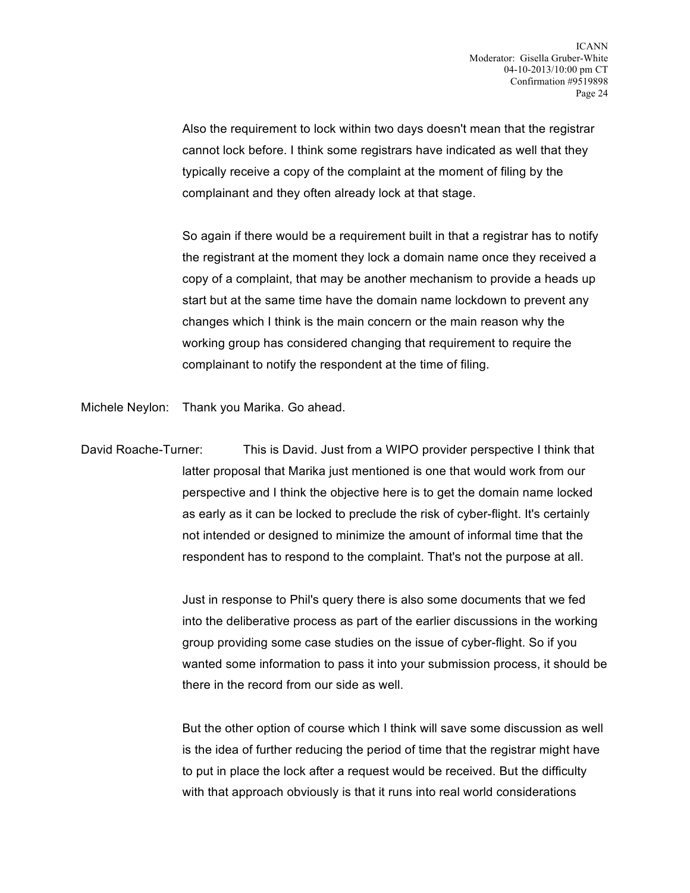Also the requirement to lock within two days doesn't mean that the registrar cannot lock before. I think some registrars have indicated as well that they typically receive a copy of the complaint at the moment of filing by the complainant and they often already lock at that stage.

So again if there would be a requirement built in that a registrar has to notify the registrant at the moment they lock a domain name once they received a copy of a complaint, that may be another mechanism to provide a heads up start but at the same time have the domain name lockdown to prevent any changes which I think is the main concern or the main reason why the working group has considered changing that requirement to require the complainant to notify the respondent at the time of filing.

Michele Neylon: Thank you Marika. Go ahead.

David Roache-Turner: This is David. Just from a WIPO provider perspective I think that latter proposal that Marika just mentioned is one that would work from our perspective and I think the objective here is to get the domain name locked as early as it can be locked to preclude the risk of cyber-flight. It's certainly not intended or designed to minimize the amount of informal time that the respondent has to respond to the complaint. That's not the purpose at all.

Just in response to Phil's query there is also some documents that we fed into the deliberative process as part of the earlier discussions in the working group providing some case studies on the issue of cyber-flight. So if you wanted some information to pass it into your submission process, it should be there in the record from our side as well.

But the other option of course which I think will save some discussion as well is the idea of further reducing the period of time that the registrar might have to put in place the lock after a request would be received. But the difficulty with that approach obviously is that it runs into real world considerations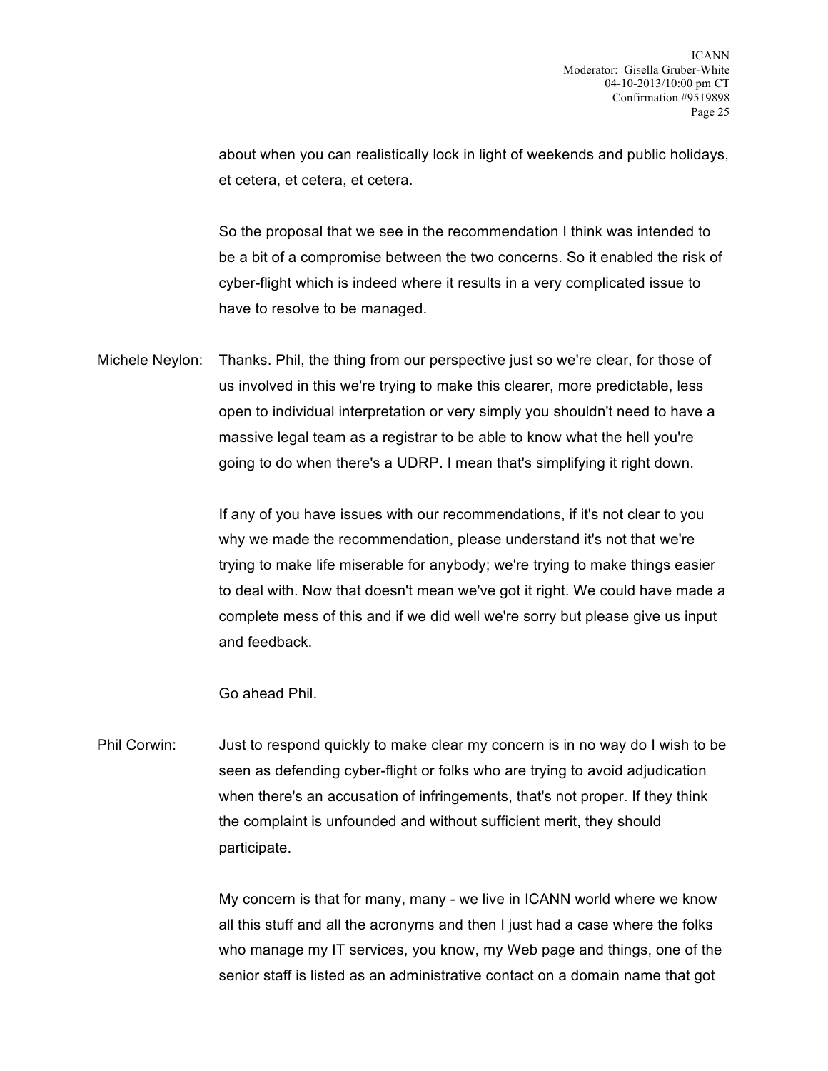about when you can realistically lock in light of weekends and public holidays, et cetera, et cetera, et cetera.

So the proposal that we see in the recommendation I think was intended to be a bit of a compromise between the two concerns. So it enabled the risk of cyber-flight which is indeed where it results in a very complicated issue to have to resolve to be managed.

Michele Neylon: Thanks. Phil, the thing from our perspective just so we're clear, for those of us involved in this we're trying to make this clearer, more predictable, less open to individual interpretation or very simply you shouldn't need to have a massive legal team as a registrar to be able to know what the hell you're going to do when there's a UDRP. I mean that's simplifying it right down.

If any of you have issues with our recommendations, if it's not clear to you why we made the recommendation, please understand it's not that we're trying to make life miserable for anybody; we're trying to make things easier to deal with. Now that doesn't mean we've got it right. We could have made a complete mess of this and if we did well we're sorry but please give us input and feedback.

Go ahead Phil.

Phil Corwin: Just to respond quickly to make clear my concern is in no way do I wish to be seen as defending cyber-flight or folks who are trying to avoid adjudication when there's an accusation of infringements, that's not proper. If they think the complaint is unfounded and without sufficient merit, they should participate.

My concern is that for many, many - we live in ICANN world where we know all this stuff and all the acronyms and then I just had a case where the folks who manage my IT services, you know, my Web page and things, one of the senior staff is listed as an administrative contact on a domain name that got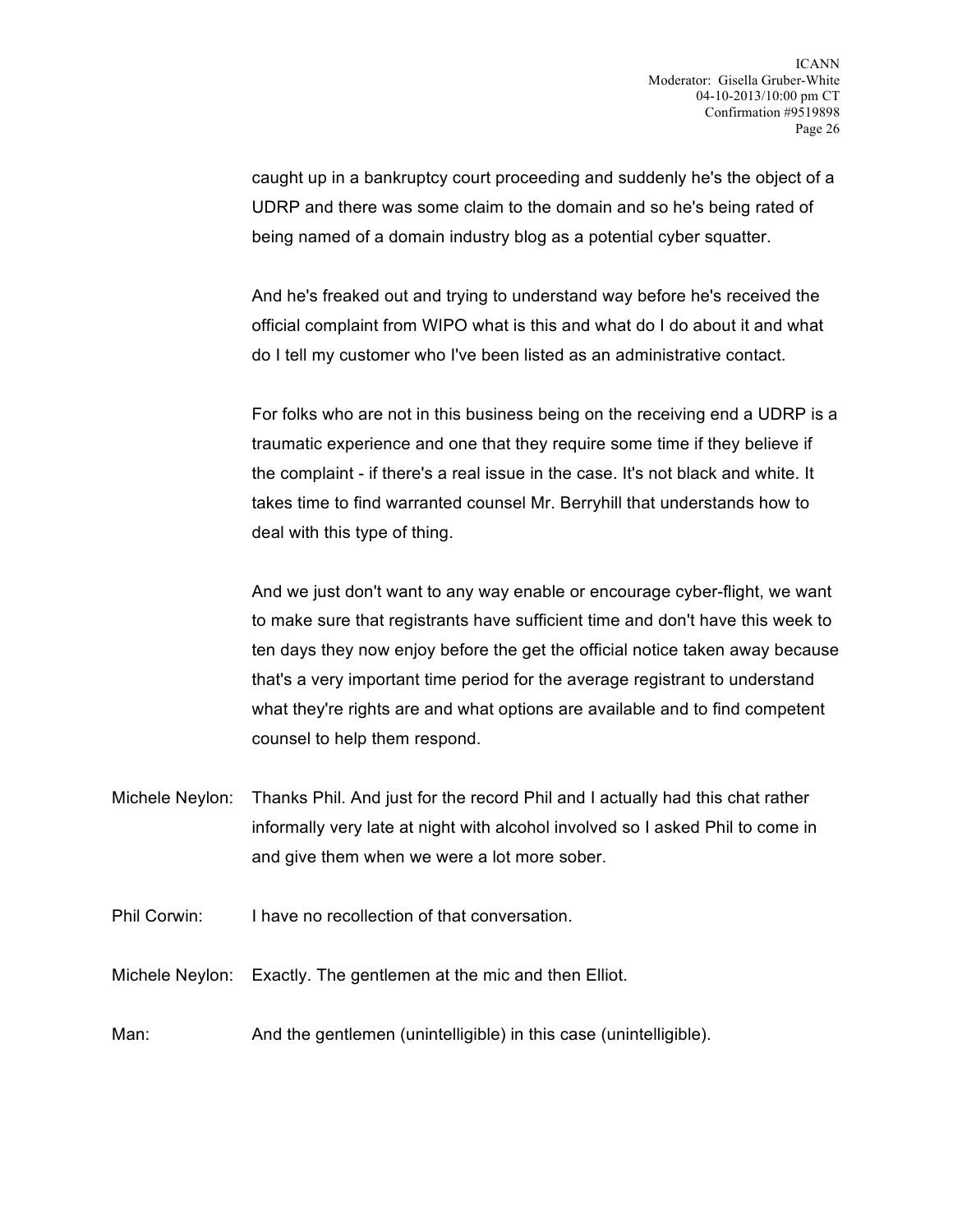caught up in a bankruptcy court proceeding and suddenly he's the object of a UDRP and there was some claim to the domain and so he's being rated of being named of a domain industry blog as a potential cyber squatter.

And he's freaked out and trying to understand way before he's received the official complaint from WIPO what is this and what do I do about it and what do I tell my customer who I've been listed as an administrative contact.

For folks who are not in this business being on the receiving end a UDRP is a traumatic experience and one that they require some time if they believe if the complaint - if there's a real issue in the case. It's not black and white. It takes time to find warranted counsel Mr. Berryhill that understands how to deal with this type of thing.

And we just don't want to any way enable or encourage cyber-flight, we want to make sure that registrants have sufficient time and don't have this week to ten days they now enjoy before the get the official notice taken away because that's a very important time period for the average registrant to understand what they're rights are and what options are available and to find competent counsel to help them respond.

Michele Neylon: Thanks Phil. And just for the record Phil and I actually had this chat rather informally very late at night with alcohol involved so I asked Phil to come in and give them when we were a lot more sober.

Phil Corwin: I have no recollection of that conversation.

Michele Neylon: Exactly. The gentlemen at the mic and then Elliot.

Man: And the gentlemen (unintelligible) in this case (unintelligible).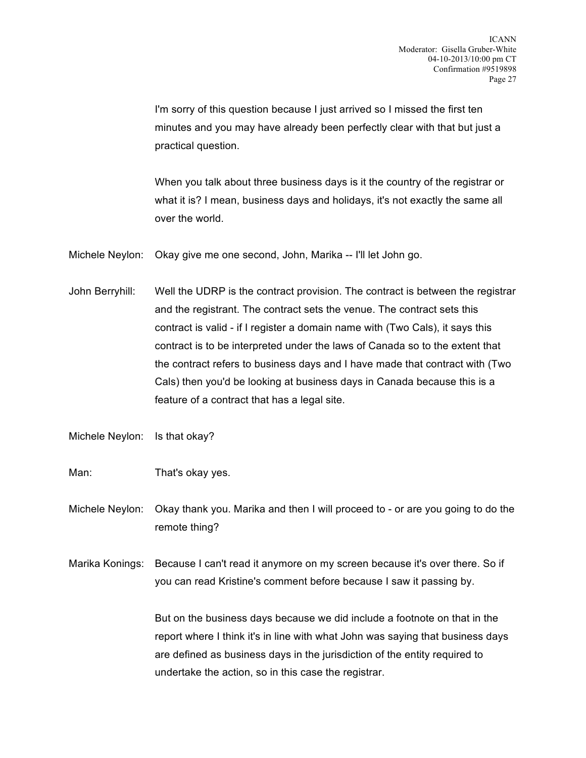I'm sorry of this question because I just arrived so I missed the first ten minutes and you may have already been perfectly clear with that but just a practical question.

When you talk about three business days is it the country of the registrar or what it is? I mean, business days and holidays, it's not exactly the same all over the world.

Michele Neylon: Okay give me one second, John, Marika -- I'll let John go.

John Berryhill: Well the UDRP is the contract provision. The contract is between the registrar and the registrant. The contract sets the venue. The contract sets this contract is valid - if I register a domain name with (Two Cals), it says this contract is to be interpreted under the laws of Canada so to the extent that the contract refers to business days and I have made that contract with (Two Cals) then you'd be looking at business days in Canada because this is a feature of a contract that has a legal site.

Michele Neylon: Is that okay?

Man: That's okay yes.

Michele Neylon: Okay thank you. Marika and then I will proceed to - or are you going to do the remote thing?

Marika Konings: Because I can't read it anymore on my screen because it's over there. So if you can read Kristine's comment before because I saw it passing by.

But on the business days because we did include a footnote on that in the report where I think it's in line with what John was saying that business days are defined as business days in the jurisdiction of the entity required to undertake the action, so in this case the registrar.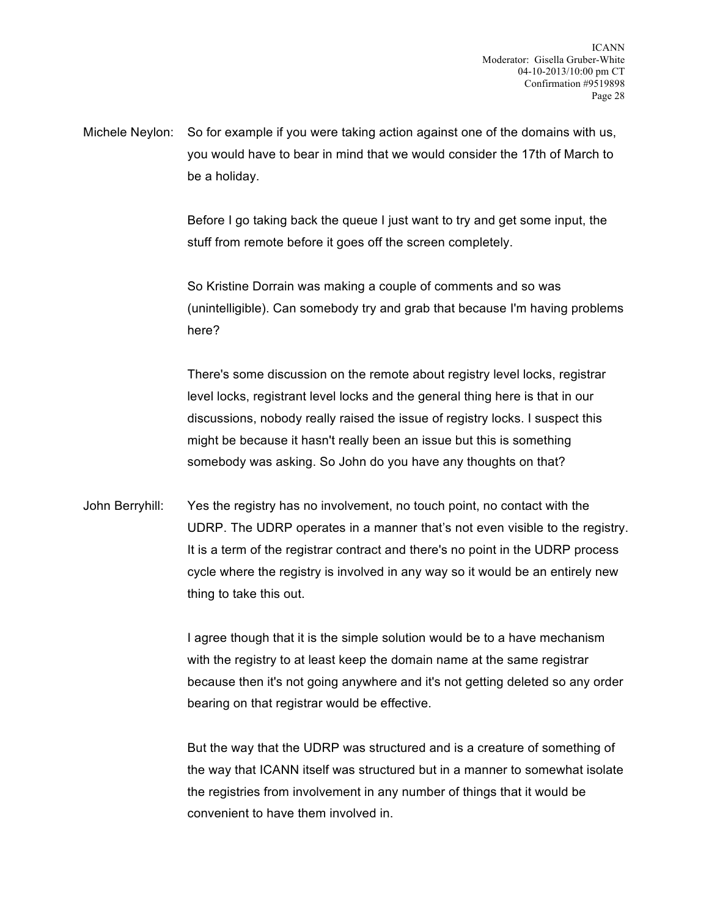Michele Neylon: So for example if you were taking action against one of the domains with us, you would have to bear in mind that we would consider the 17th of March to be a holiday.

Before I go taking back the queue I just want to try and get some input, the stuff from remote before it goes off the screen completely.

So Kristine Dorrain was making a couple of comments and so was (unintelligible). Can somebody try and grab that because I'm having problems here?

There's some discussion on the remote about registry level locks, registrar level locks, registrant level locks and the general thing here is that in our discussions, nobody really raised the issue of registry locks. I suspect this might be because it hasn't really been an issue but this is something somebody was asking. So John do you have any thoughts on that?

John Berryhill: Yes the registry has no involvement, no touch point, no contact with the UDRP. The UDRP operates in a manner that's not even visible to the registry. It is a term of the registrar contract and there's no point in the UDRP process cycle where the registry is involved in any way so it would be an entirely new thing to take this out.

I agree though that it is the simple solution would be to a have mechanism with the registry to at least keep the domain name at the same registrar because then it's not going anywhere and it's not getting deleted so any order bearing on that registrar would be effective.

But the way that the UDRP was structured and is a creature of something of the way that ICANN itself was structured but in a manner to somewhat isolate the registries from involvement in any number of things that it would be convenient to have them involved in.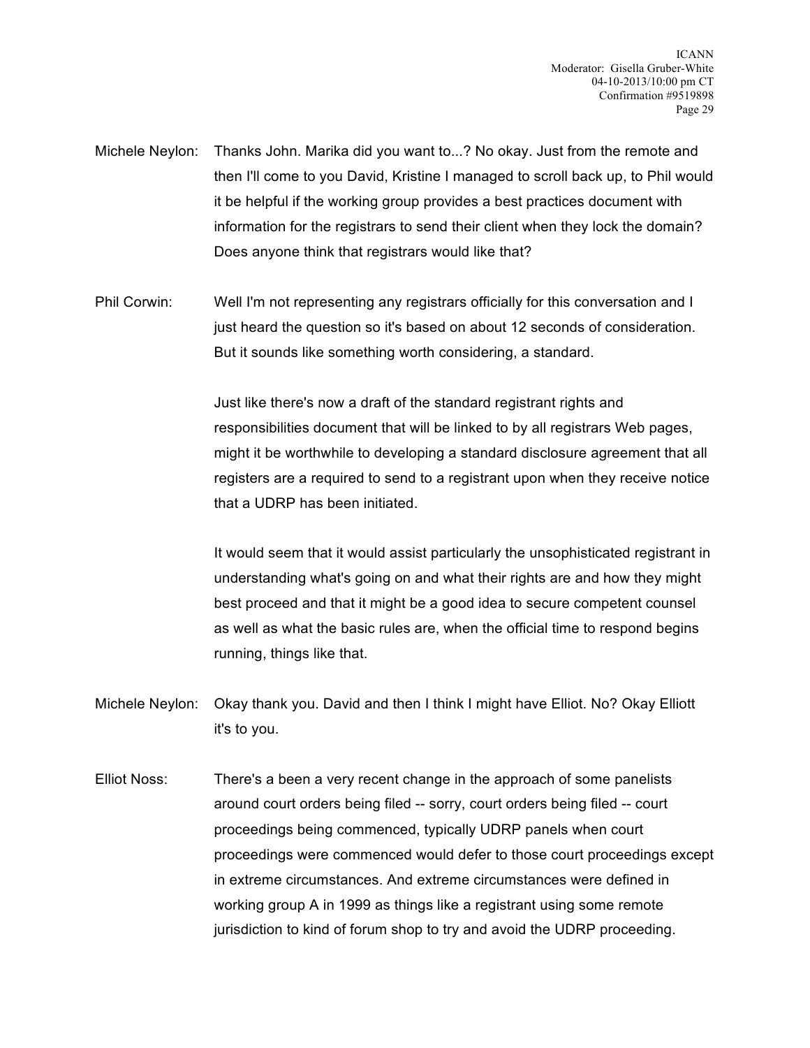Michele Neylon: Thanks John. Marika did you want to...? No okay. Just from the remote and then I'll come to you David, Kristine I managed to scroll back up, to Phil would it be helpful if the working group provides a best practices document with information for the registrars to send their client when they lock the domain? Does anyone think that registrars would like that?

Phil Corwin: Well I'm not representing any registrars officially for this conversation and I just heard the question so it's based on about 12 seconds of consideration. But it sounds like something worth considering, a standard.

Just like there's now a draft of the standard registrant rights and responsibilities document that will be linked to by all registrars Web pages, might it be worthwhile to developing a standard disclosure agreement that all registers are a required to send to a registrant upon when they receive notice that a UDRP has been initiated.

It would seem that it would assist particularly the unsophisticated registrant in understanding what's going on and what their rights are and how they might best proceed and that it might be a good idea to secure competent counsel as well as what the basic rules are, when the official time to respond begins running, things like that.

Michele Neylon: Okay thank you. David and then I think I might have Elliot. No? Okay Elliott it's to you.

Elliot Noss: There's a been a very recent change in the approach of some panelists around court orders being filed -- sorry, court orders being filed -- court proceedings being commenced, typically UDRP panels when court proceedings were commenced would defer to those court proceedings except in extreme circumstances. And extreme circumstances were defined in working group A in 1999 as things like a registrant using some remote jurisdiction to kind of forum shop to try and avoid the UDRP proceeding.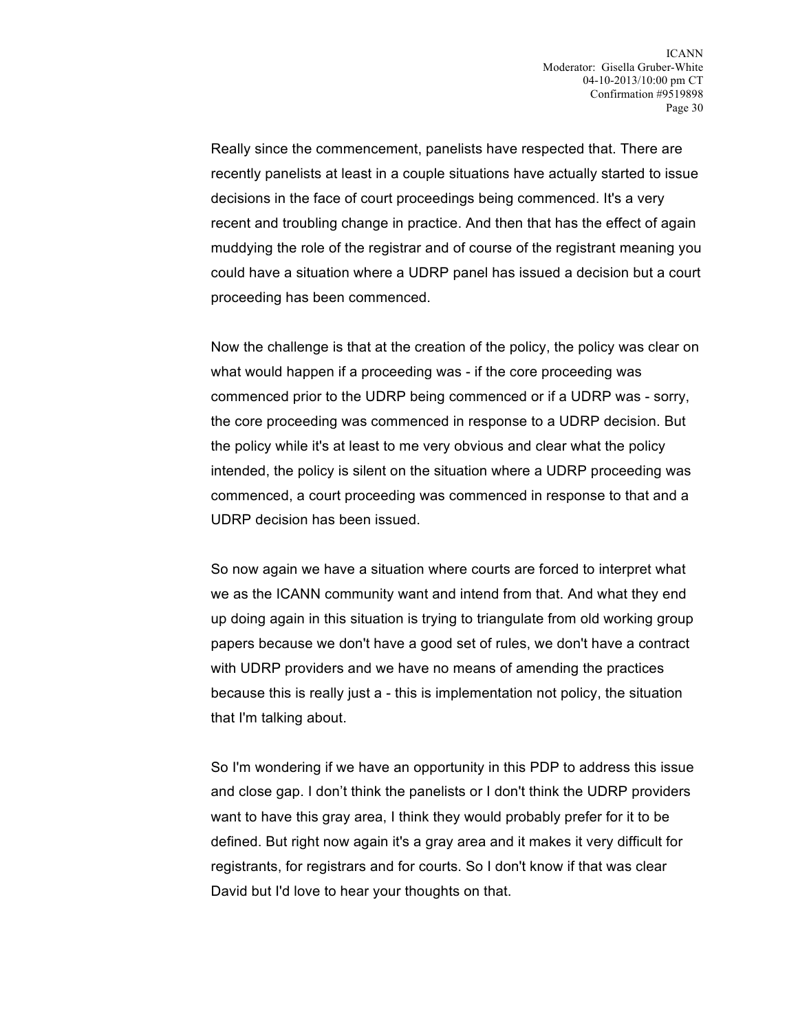Really since the commencement, panelists have respected that. There are recently panelists at least in a couple situations have actually started to issue decisions in the face of court proceedings being commenced. It's a very recent and troubling change in practice. And then that has the effect of again muddying the role of the registrar and of course of the registrant meaning you could have a situation where a UDRP panel has issued a decision but a court proceeding has been commenced.

Now the challenge is that at the creation of the policy, the policy was clear on what would happen if a proceeding was - if the core proceeding was commenced prior to the UDRP being commenced or if a UDRP was - sorry, the core proceeding was commenced in response to a UDRP decision. But the policy while it's at least to me very obvious and clear what the policy intended, the policy is silent on the situation where a UDRP proceeding was commenced, a court proceeding was commenced in response to that and a UDRP decision has been issued.

So now again we have a situation where courts are forced to interpret what we as the ICANN community want and intend from that. And what they end up doing again in this situation is trying to triangulate from old working group papers because we don't have a good set of rules, we don't have a contract with UDRP providers and we have no means of amending the practices because this is really just a - this is implementation not policy, the situation that I'm talking about.

So I'm wondering if we have an opportunity in this PDP to address this issue and close gap. I don't think the panelists or I don't think the UDRP providers want to have this gray area, I think they would probably prefer for it to be defined. But right now again it's a gray area and it makes it very difficult for registrants, for registrars and for courts. So I don't know if that was clear David but I'd love to hear your thoughts on that.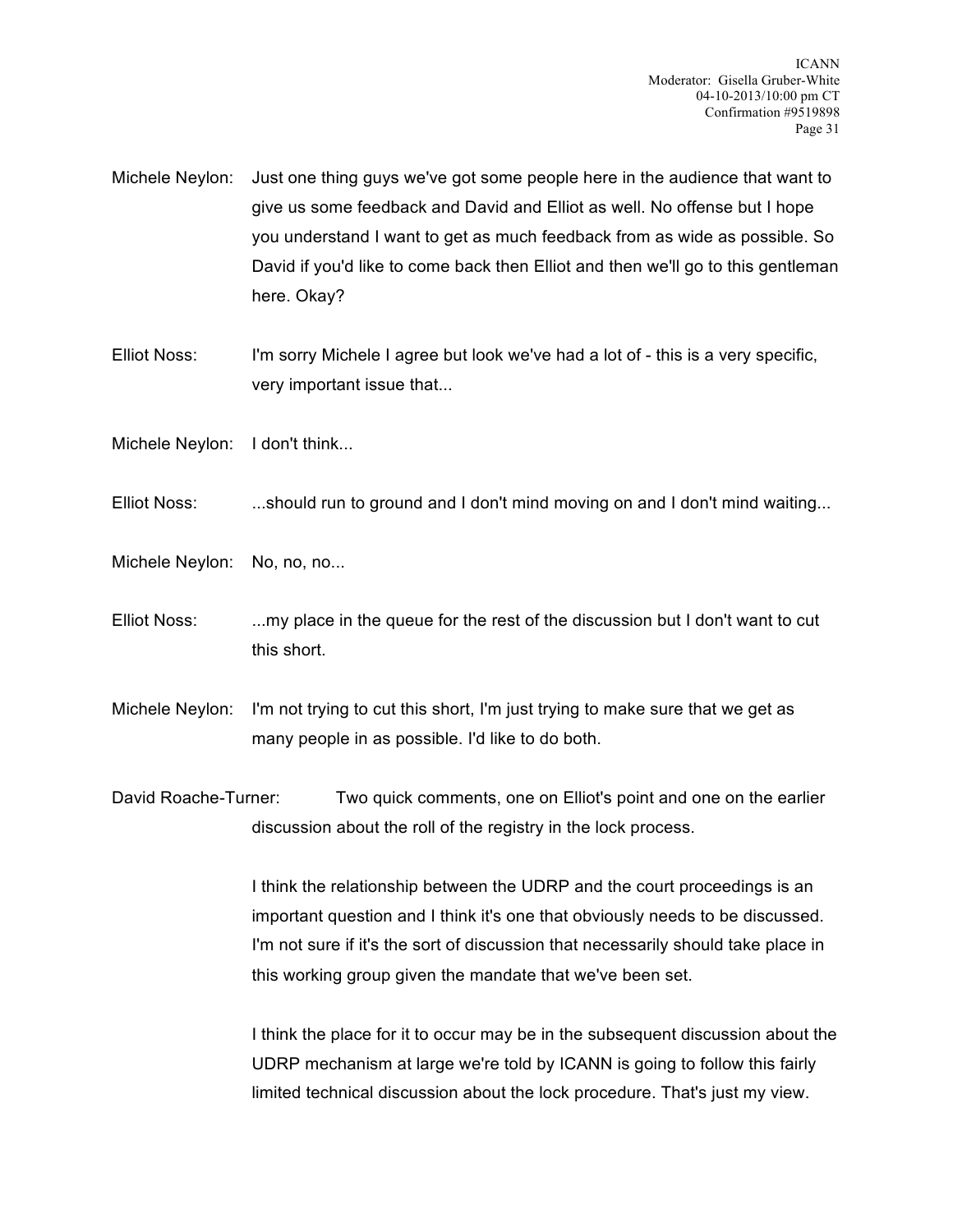Michele Neylon: Just one thing guys we've got some people here in the audience that want to give us some feedback and David and Elliot as well. No offense but I hope you understand I want to get as much feedback from as wide as possible. So David if you'd like to come back then Elliot and then we'll go to this gentleman here. Okay?

Elliot Noss: I'm sorry Michele I agree but look we've had a lot of - this is a very specific, very important issue that...

Michele Neylon: I don't think...

Elliot Noss: ...should run to ground and I don't mind moving on and I don't mind waiting...

Michele Neylon: No, no, no...

Elliot Noss: ...my place in the queue for the rest of the discussion but I don't want to cut this short.

Michele Neylon: I'm not trying to cut this short, I'm just trying to make sure that we get as many people in as possible. I'd like to do both.

David Roache-Turner: Two quick comments, one on Elliot's point and one on the earlier discussion about the roll of the registry in the lock process.

I think the relationship between the UDRP and the court proceedings is an important question and I think it's one that obviously needs to be discussed. I'm not sure if it's the sort of discussion that necessarily should take place in this working group given the mandate that we've been set.

I think the place for it to occur may be in the subsequent discussion about the UDRP mechanism at large we're told by ICANN is going to follow this fairly limited technical discussion about the lock procedure. That's just my view.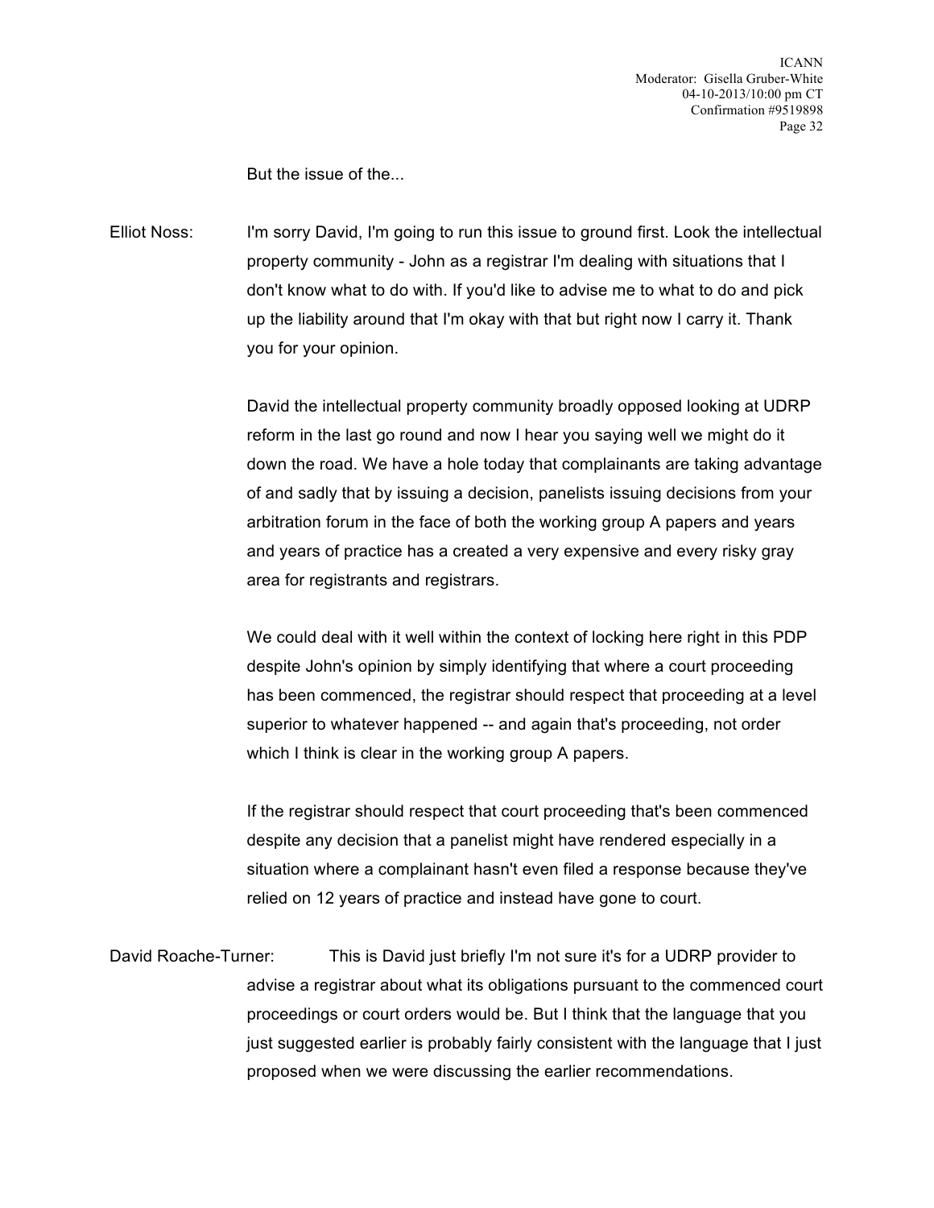But the issue of the...

Elliot Noss: I'm sorry David, I'm going to run this issue to ground first. Look the intellectual property community - John as a registrar I'm dealing with situations that I don't know what to do with. If you'd like to advise me to what to do and pick up the liability around that I'm okay with that but right now I carry it. Thank you for your opinion.

David the intellectual property community broadly opposed looking at UDRP reform in the last go round and now I hear you saying well we might do it down the road. We have a hole today that complainants are taking advantage of and sadly that by issuing a decision, panelists issuing decisions from your arbitration forum in the face of both the working group A papers and years and years of practice has a created a very expensive and every risky gray area for registrants and registrars.

We could deal with it well within the context of locking here right in this PDP despite John's opinion by simply identifying that where a court proceeding has been commenced, the registrar should respect that proceeding at a level superior to whatever happened -- and again that's proceeding, not order which I think is clear in the working group A papers.

If the registrar should respect that court proceeding that's been commenced despite any decision that a panelist might have rendered especially in a situation where a complainant hasn't even filed a response because they've relied on 12 years of practice and instead have gone to court.

David Roache-Turner: This is David just briefly I'm not sure it's for a UDRP provider to advise a registrar about what its obligations pursuant to the commenced court proceedings or court orders would be. But I think that the language that you just suggested earlier is probably fairly consistent with the language that I just proposed when we were discussing the earlier recommendations.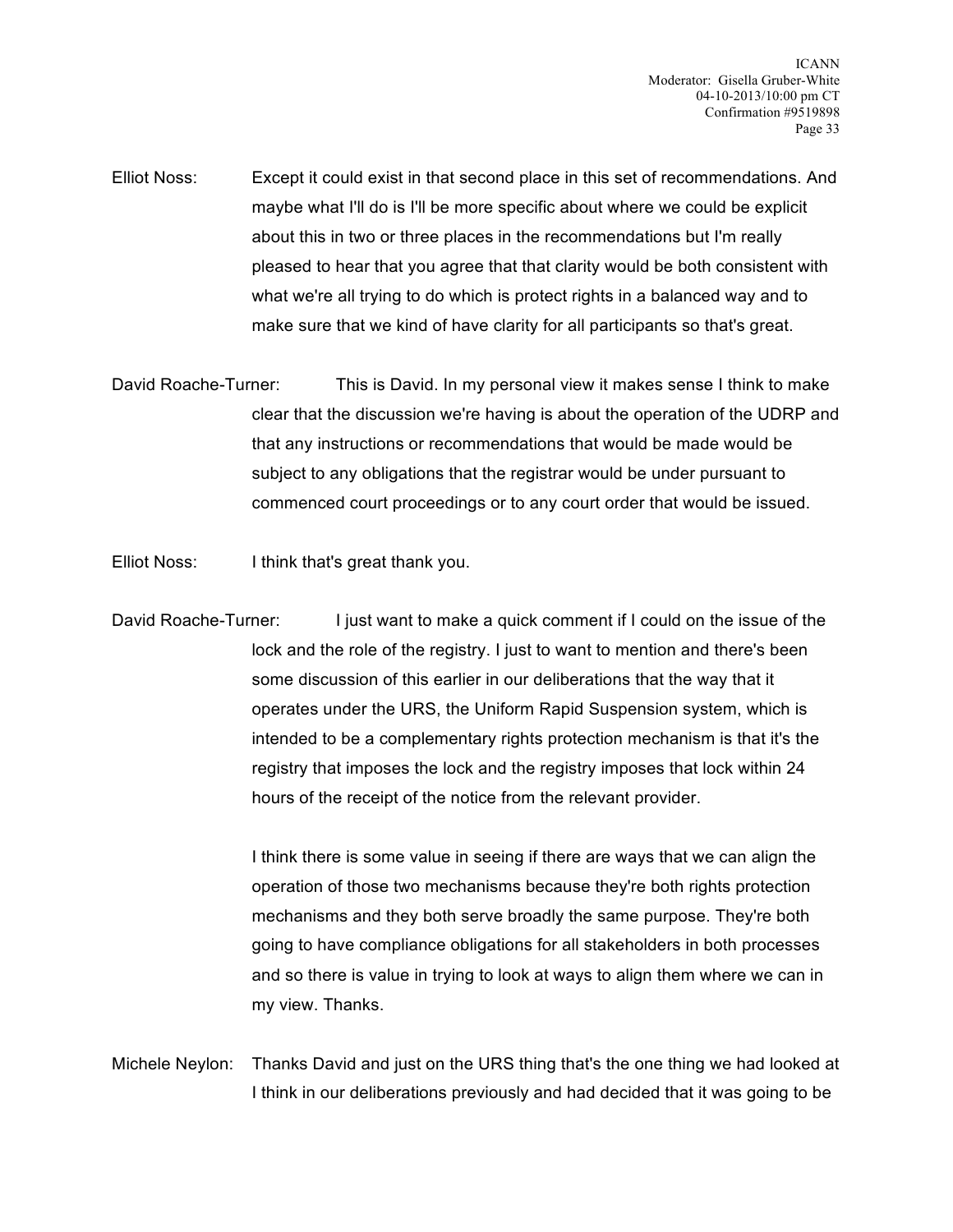Elliot Noss: Except it could exist in that second place in this set of recommendations. And maybe what I'll do is I'll be more specific about where we could be explicit about this in two or three places in the recommendations but I'm really pleased to hear that you agree that that clarity would be both consistent with what we're all trying to do which is protect rights in a balanced way and to make sure that we kind of have clarity for all participants so that's great.

David Roache-Turner: This is David. In my personal view it makes sense I think to make clear that the discussion we're having is about the operation of the UDRP and that any instructions or recommendations that would be made would be subject to any obligations that the registrar would be under pursuant to commenced court proceedings or to any court order that would be issued.

Elliot Noss: I think that's great thank you.

David Roache-Turner: I just want to make a quick comment if I could on the issue of the lock and the role of the registry. I just to want to mention and there's been some discussion of this earlier in our deliberations that the way that it operates under the URS, the Uniform Rapid Suspension system, which is intended to be a complementary rights protection mechanism is that it's the registry that imposes the lock and the registry imposes that lock within 24 hours of the receipt of the notice from the relevant provider.

I think there is some value in seeing if there are ways that we can align the operation of those two mechanisms because they're both rights protection mechanisms and they both serve broadly the same purpose. They're both going to have compliance obligations for all stakeholders in both processes and so there is value in trying to look at ways to align them where we can in my view. Thanks.

Michele Neylon: Thanks David and just on the URS thing that's the one thing we had looked at I think in our deliberations previously and had decided that it was going to be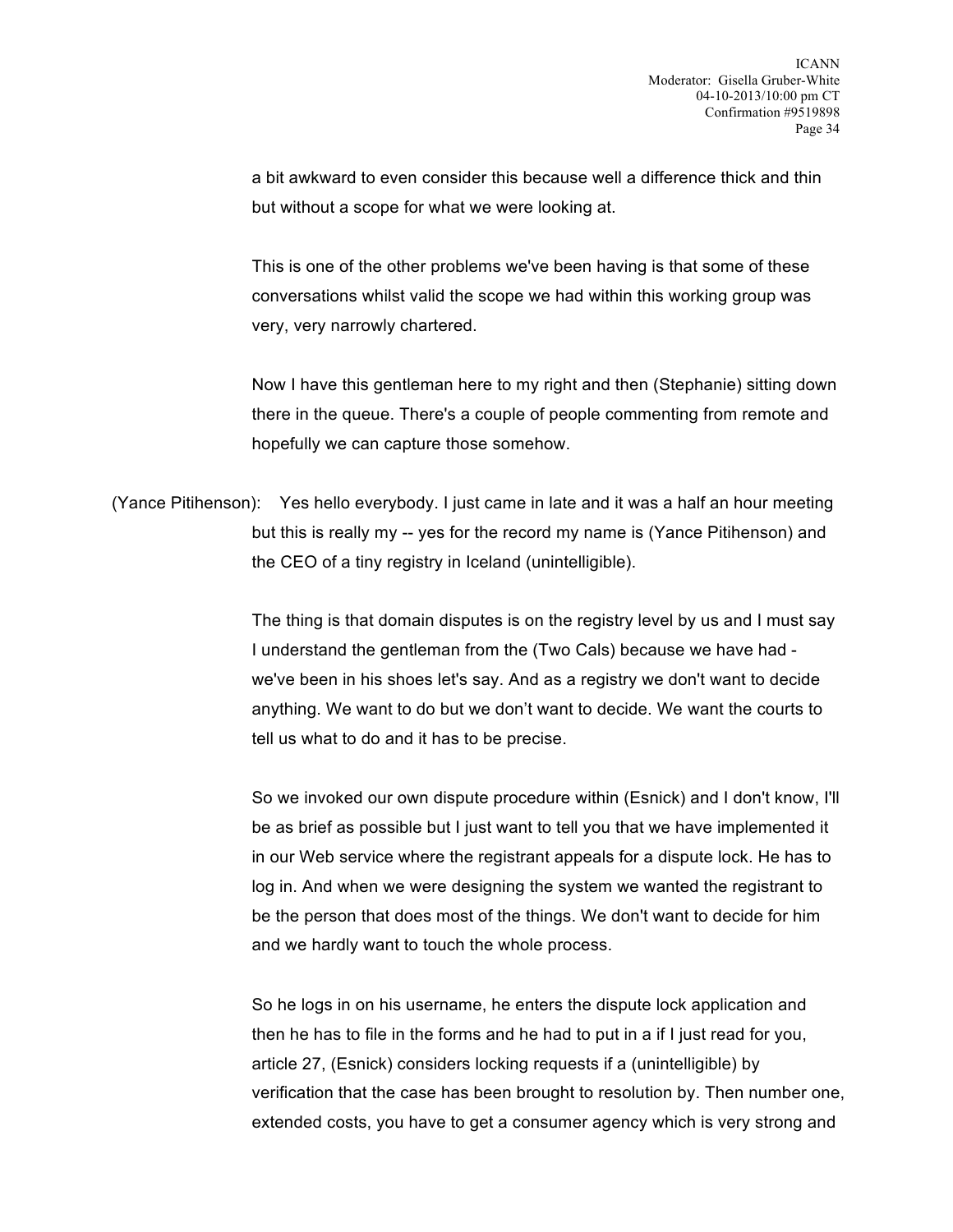a bit awkward to even consider this because well a difference thick and thin but without a scope for what we were looking at.

This is one of the other problems we've been having is that some of these conversations whilst valid the scope we had within this working group was very, very narrowly chartered.

Now I have this gentleman here to my right and then (Stephanie) sitting down there in the queue. There's a couple of people commenting from remote and hopefully we can capture those somehow.

(Yance Pitihenson): Yes hello everybody. I just came in late and it was a half an hour meeting but this is really my -- yes for the record my name is (Yance Pitihenson) and the CEO of a tiny registry in Iceland (unintelligible).

The thing is that domain disputes is on the registry level by us and I must say I understand the gentleman from the (Two Cals) because we have had - we've been in his shoes let's say. And as a registry we don't want to decide anything. We want to do but we don't want to decide. We want the courts to tell us what to do and it has to be precise.

So we invoked our own dispute procedure within (Esnick) and I don't know, I'll be as brief as possible but I just want to tell you that we have implemented it in our Web service where the registrant appeals for a dispute lock. He has to log in. And when we were designing the system we wanted the registrant to be the person that does most of the things. We don't want to decide for him and we hardly want to touch the whole process.

So he logs in on his username, he enters the dispute lock application and then he has to file in the forms and he had to put in a if I just read for you, article 27, (Esnick) considers locking requests if a (unintelligible) by verification that the case has been brought to resolution by. Then number one, extended costs, you have to get a consumer agency which is very strong and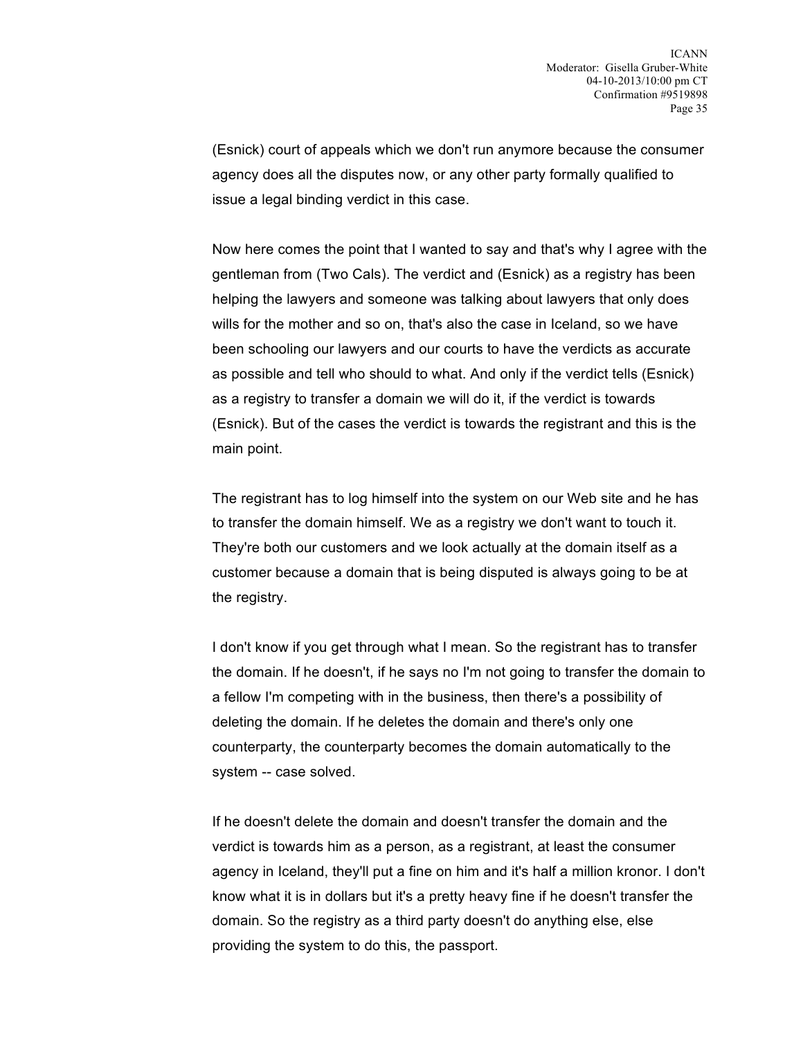(Esnick) court of appeals which we don't run anymore because the consumer agency does all the disputes now, or any other party formally qualified to issue a legal binding verdict in this case.

Now here comes the point that I wanted to say and that's why I agree with the gentleman from (Two Cals). The verdict and (Esnick) as a registry has been helping the lawyers and someone was talking about lawyers that only does wills for the mother and so on, that's also the case in Iceland, so we have been schooling our lawyers and our courts to have the verdicts as accurate as possible and tell who should to what. And only if the verdict tells (Esnick) as a registry to transfer a domain we will do it, if the verdict is towards (Esnick). But of the cases the verdict is towards the registrant and this is the main point.

The registrant has to log himself into the system on our Web site and he has to transfer the domain himself. We as a registry we don't want to touch it. They're both our customers and we look actually at the domain itself as a customer because a domain that is being disputed is always going to be at the registry.

I don't know if you get through what I mean. So the registrant has to transfer the domain. If he doesn't, if he says no I'm not going to transfer the domain to a fellow I'm competing with in the business, then there's a possibility of deleting the domain. If he deletes the domain and there's only one counterparty, the counterparty becomes the domain automatically to the system -- case solved.

If he doesn't delete the domain and doesn't transfer the domain and the verdict is towards him as a person, as a registrant, at least the consumer agency in Iceland, they'll put a fine on him and it's half a million kronor. I don't know what it is in dollars but it's a pretty heavy fine if he doesn't transfer the domain. So the registry as a third party doesn't do anything else, else providing the system to do this, the passport.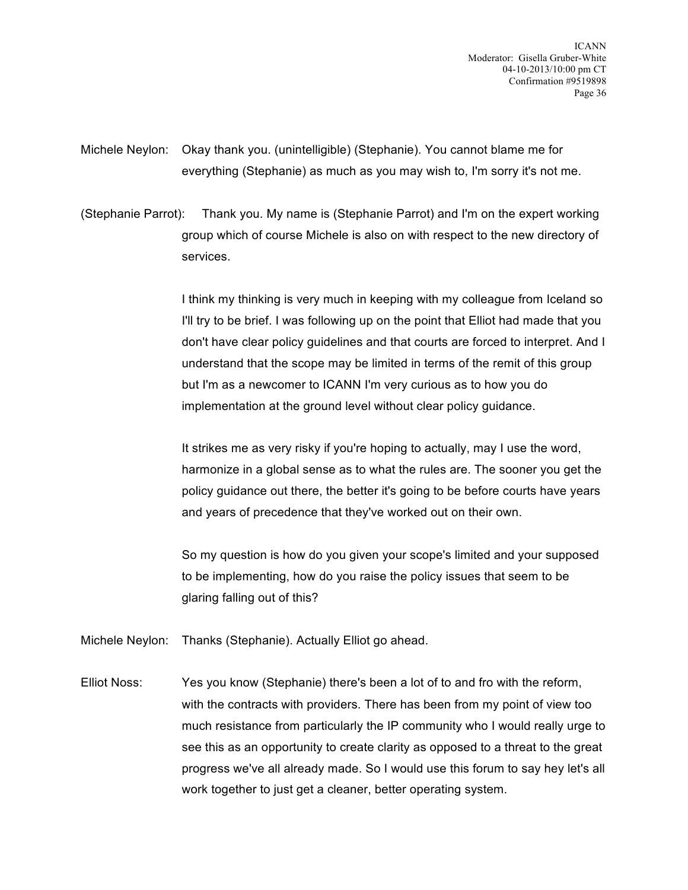Michele Neylon: Okay thank you. (unintelligible) (Stephanie). You cannot blame me for everything (Stephanie) as much as you may wish to, I'm sorry it's not me.

(Stephanie Parrot): Thank you. My name is (Stephanie Parrot) and I'm on the expert working group which of course Michele is also on with respect to the new directory of services.

I think my thinking is very much in keeping with my colleague from Iceland so I'll try to be brief. I was following up on the point that Elliot had made that you don't have clear policy guidelines and that courts are forced to interpret. And I understand that the scope may be limited in terms of the remit of this group but I'm as a newcomer to ICANN I'm very curious as to how you do implementation at the ground level without clear policy guidance.

It strikes me as very risky if you're hoping to actually, may I use the word, harmonize in a global sense as to what the rules are. The sooner you get the policy guidance out there, the better it's going to be before courts have years and years of precedence that they've worked out on their own.

So my question is how do you given your scope's limited and your supposed to be implementing, how do you raise the policy issues that seem to be glaring falling out of this?

Michele Neylon: Thanks (Stephanie). Actually Elliot go ahead.

Elliot Noss: Yes you know (Stephanie) there's been a lot of to and fro with the reform, with the contracts with providers. There has been from my point of view too much resistance from particularly the IP community who I would really urge to see this as an opportunity to create clarity as opposed to a threat to the great progress we've all already made. So I would use this forum to say hey let's all work together to just get a cleaner, better operating system.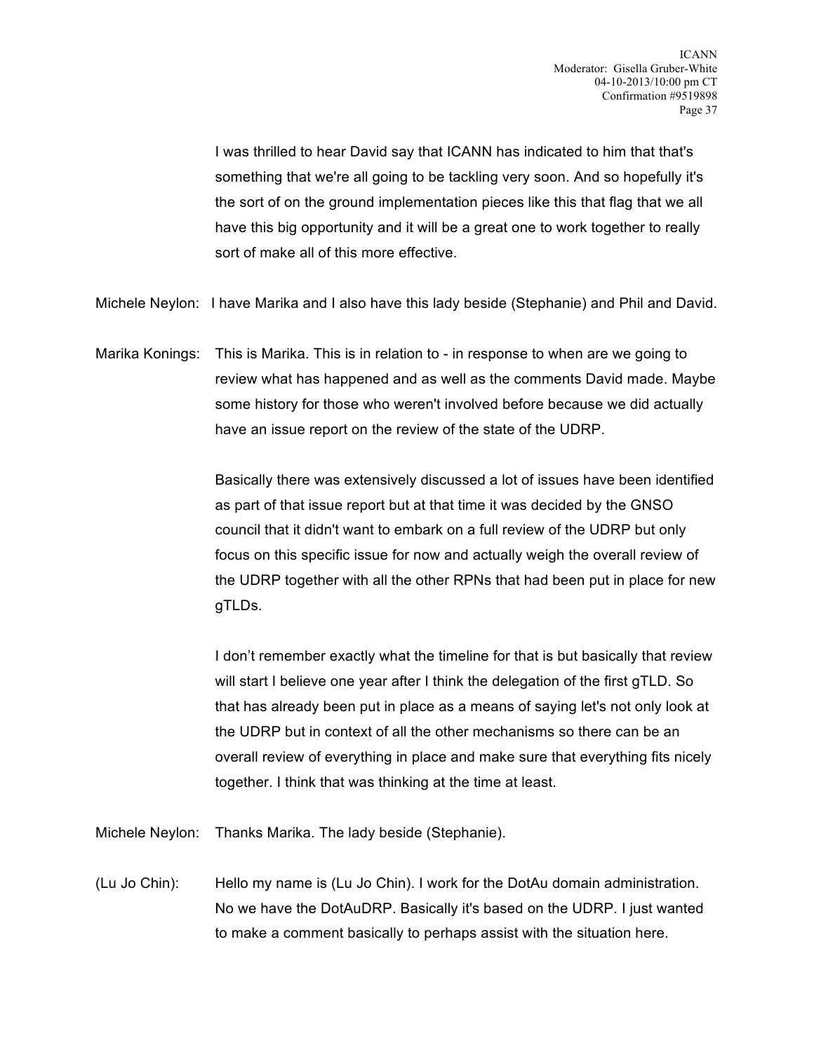I was thrilled to hear David say that ICANN has indicated to him that that's something that we're all going to be tackling very soon. And so hopefully it's the sort of on the ground implementation pieces like this that flag that we all have this big opportunity and it will be a great one to work together to really sort of make all of this more effective.

Michele Neylon: I have Marika and I also have this lady beside (Stephanie) and Phil and David.

Marika Konings: This is Marika. This is in relation to - in response to when are we going to review what has happened and as well as the comments David made. Maybe some history for those who weren't involved before because we did actually have an issue report on the review of the state of the UDRP.

Basically there was extensively discussed a lot of issues have been identified as part of that issue report but at that time it was decided by the GNSO council that it didn't want to embark on a full review of the UDRP but only focus on this specific issue for now and actually weigh the overall review of the UDRP together with all the other RPNs that had been put in place for new gTLDs.

I don't remember exactly what the timeline for that is but basically that review will start I believe one year after I think the delegation of the first gTLD. So that has already been put in place as a means of saying let's not only look at the UDRP but in context of all the other mechanisms so there can be an overall review of everything in place and make sure that everything fits nicely together. I think that was thinking at the time at least.

Michele Neylon: Thanks Marika. The lady beside (Stephanie).

(Lu Jo Chin): Hello my name is (Lu Jo Chin). I work for the DotAu domain administration. No we have the DotAuDRP. Basically it's based on the UDRP. I just wanted to make a comment basically to perhaps assist with the situation here.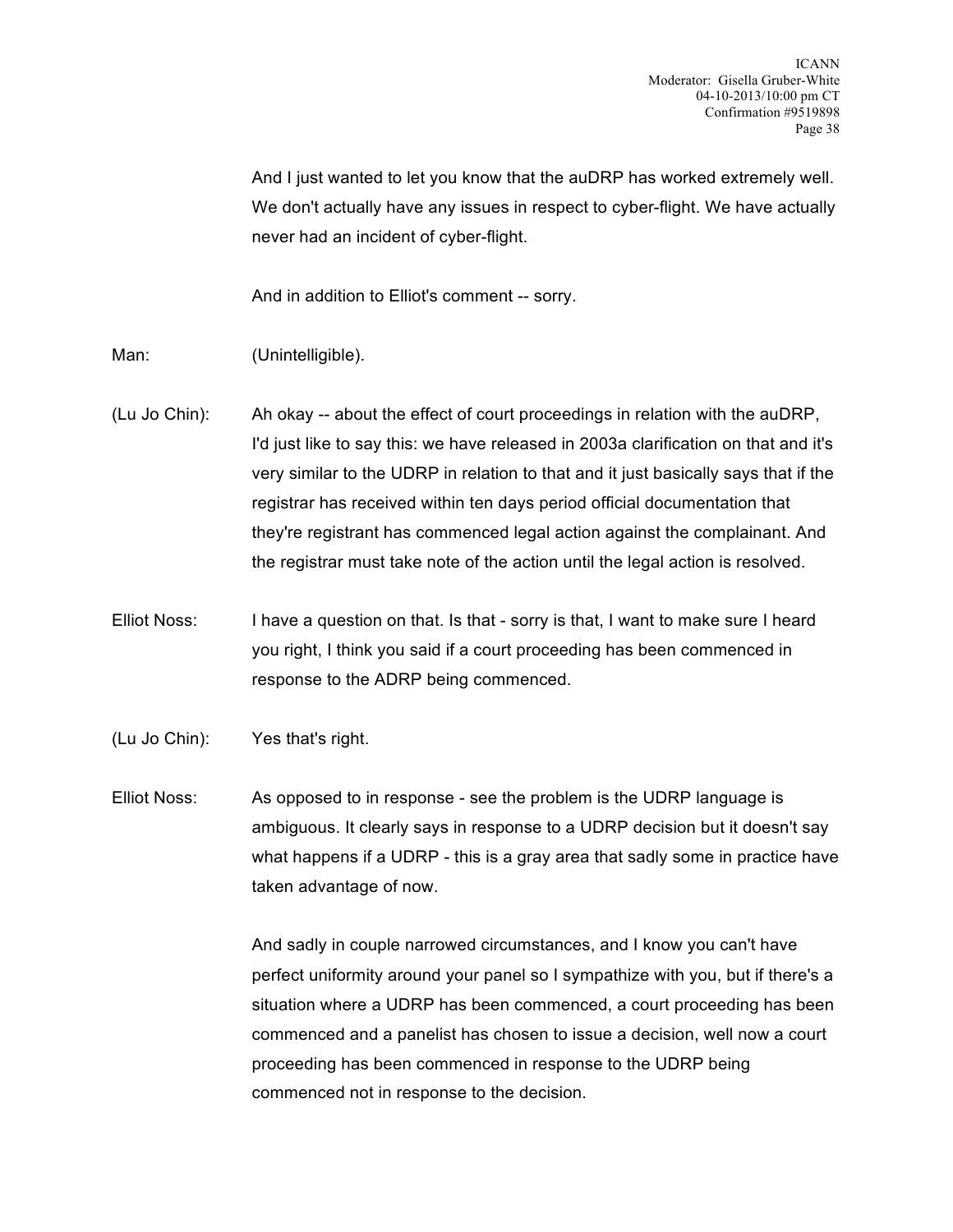And I just wanted to let you know that the auDRP has worked extremely well. We don't actually have any issues in respect to cyber-flight. We have actually never had an incident of cyber-flight.

And in addition to Elliot's comment -- sorry.

Man: (Unintelligible).

(Lu Jo Chin): Ah okay -- about the effect of court proceedings in relation with the auDRP, I'd just like to say this: we have released in 2003a clarification on that and it's very similar to the UDRP in relation to that and it just basically says that if the registrar has received within ten days period official documentation that they're registrant has commenced legal action against the complainant. And the registrar must take note of the action until the legal action is resolved.

Elliot Noss: I have a question on that. Is that - sorry is that, I want to make sure I heard you right, I think you said if a court proceeding has been commenced in response to the ADRP being commenced.

(Lu Jo Chin): Yes that's right.

Elliot Noss: As opposed to in response - see the problem is the UDRP language is ambiguous. It clearly says in response to a UDRP decision but it doesn't say what happens if a UDRP - this is a gray area that sadly some in practice have taken advantage of now.

And sadly in couple narrowed circumstances, and I know you can't have perfect uniformity around your panel so I sympathize with you, but if there's a situation where a UDRP has been commenced, a court proceeding has been commenced and a panelist has chosen to issue a decision, well now a court proceeding has been commenced in response to the UDRP being commenced not in response to the decision.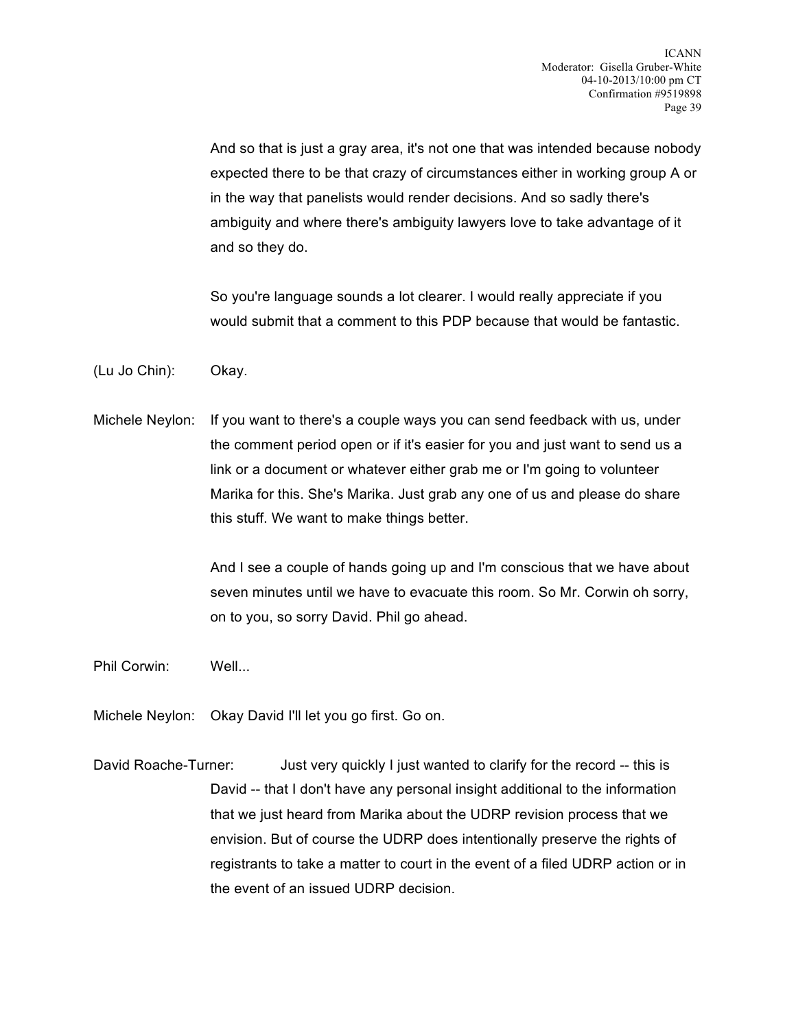And so that is just a gray area, it's not one that was intended because nobody expected there to be that crazy of circumstances either in working group A or in the way that panelists would render decisions. And so sadly there's ambiguity and where there's ambiguity lawyers love to take advantage of it and so they do.

So you're language sounds a lot clearer. I would really appreciate if you would submit that a comment to this PDP because that would be fantastic.

(Lu Jo Chin): Okay.

Michele Neylon: If you want to there's a couple ways you can send feedback with us, under the comment period open or if it's easier for you and just want to send us a link or a document or whatever either grab me or I'm going to volunteer Marika for this. She's Marika. Just grab any one of us and please do share this stuff. We want to make things better.

And I see a couple of hands going up and I'm conscious that we have about seven minutes until we have to evacuate this room. So Mr. Corwin oh sorry, on to you, so sorry David. Phil go ahead.

Phil Corwin: Well...

Michele Neylon: Okay David I'll let you go first. Go on.

David Roache-Turner: Just very quickly I just wanted to clarify for the record -- this is David -- that I don't have any personal insight additional to the information that we just heard from Marika about the UDRP revision process that we envision. But of course the UDRP does intentionally preserve the rights of registrants to take a matter to court in the event of a filed UDRP action or in the event of an issued UDRP decision.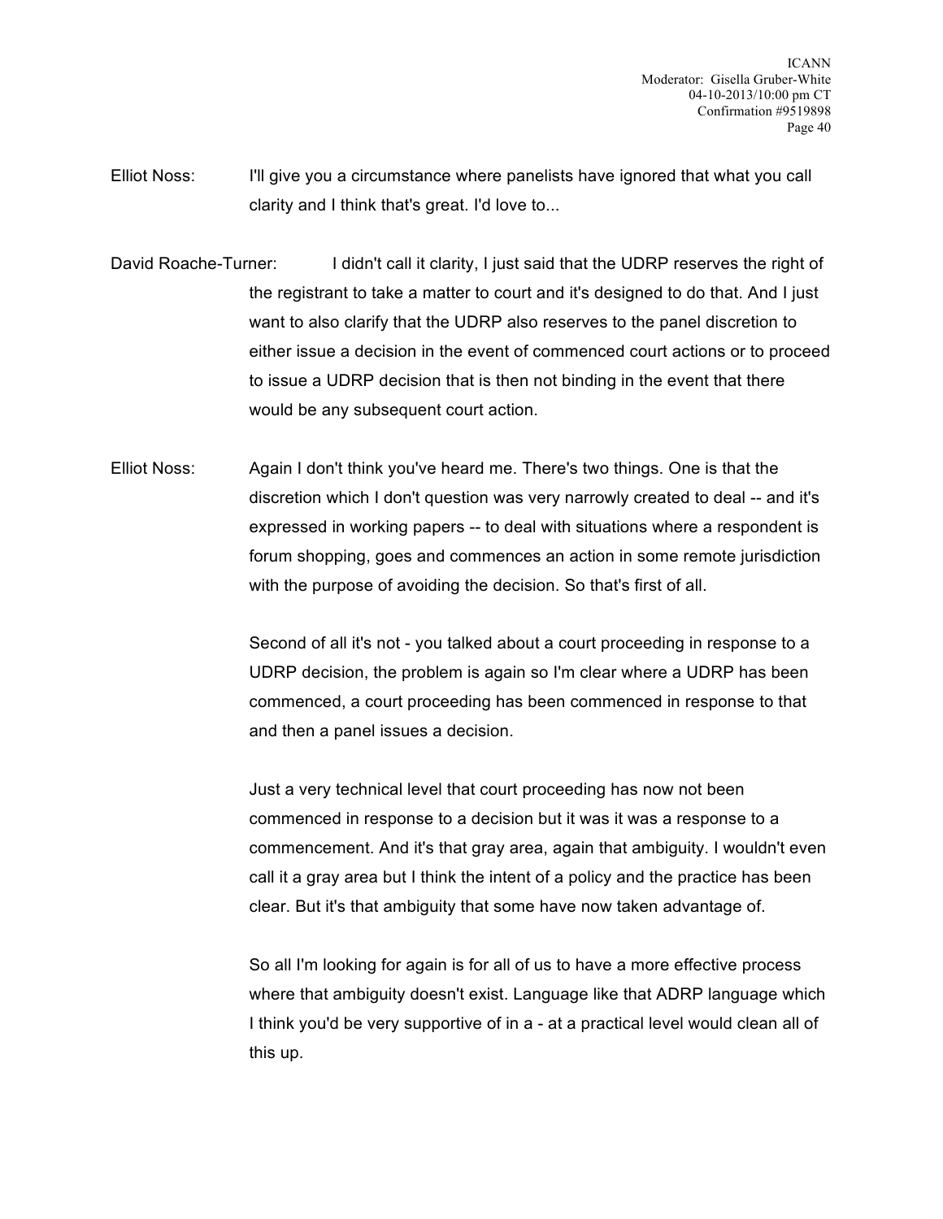Elliot Noss: I'll give you a circumstance where panelists have ignored that what you call clarity and I think that's great. I'd love to...

David Roache-Turner: I didn't call it clarity, I just said that the UDRP reserves the right of the registrant to take a matter to court and it's designed to do that. And I just want to also clarify that the UDRP also reserves to the panel discretion to either issue a decision in the event of commenced court actions or to proceed to issue a UDRP decision that is then not binding in the event that there would be any subsequent court action.

Elliot Noss: Again I don't think you've heard me. There's two things. One is that the discretion which I don't question was very narrowly created to deal -- and it's expressed in working papers -- to deal with situations where a respondent is forum shopping, goes and commences an action in some remote jurisdiction with the purpose of avoiding the decision. So that's first of all.

Second of all it's not - you talked about a court proceeding in response to a UDRP decision, the problem is again so I'm clear where a UDRP has been commenced, a court proceeding has been commenced in response to that and then a panel issues a decision.

Just a very technical level that court proceeding has now not been commenced in response to a decision but it was it was a response to a commencement. And it's that gray area, again that ambiguity. I wouldn't even call it a gray area but I think the intent of a policy and the practice has been clear. But it's that ambiguity that some have now taken advantage of.

So all I'm looking for again is for all of us to have a more effective process where that ambiguity doesn't exist. Language like that ADRP language which I think you'd be very supportive of in a - at a practical level would clean all of this up.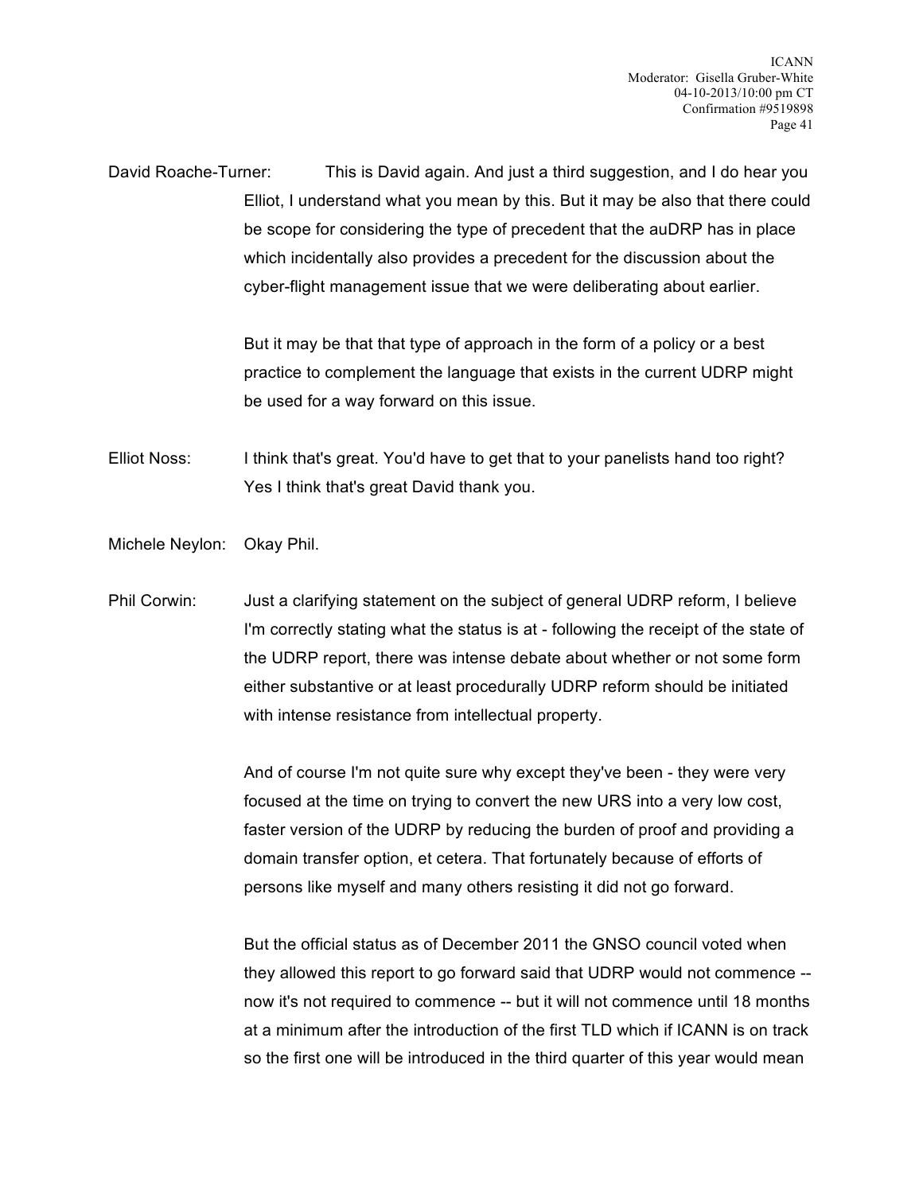David Roache-Turner: This is David again. And just a third suggestion, and I do hear you Elliot, I understand what you mean by this. But it may be also that there could be scope for considering the type of precedent that the auDRP has in place which incidentally also provides a precedent for the discussion about the cyber-flight management issue that we were deliberating about earlier.

But it may be that that type of approach in the form of a policy or a best practice to complement the language that exists in the current UDRP might be used for a way forward on this issue.

Elliot Noss: I think that's great. You'd have to get that to your panelists hand too right? Yes I think that's great David thank you.

Michele Neylon: Okay Phil.

Phil Corwin: Just a clarifying statement on the subject of general UDRP reform, I believe I'm correctly stating what the status is at - following the receipt of the state of the UDRP report, there was intense debate about whether or not some form either substantive or at least procedurally UDRP reform should be initiated with intense resistance from intellectual property.

And of course I'm not quite sure why except they've been - they were very focused at the time on trying to convert the new URS into a very low cost, faster version of the UDRP by reducing the burden of proof and providing a domain transfer option, et cetera. That fortunately because of efforts of persons like myself and many others resisting it did not go forward.

But the official status as of December 2011 the GNSO council voted when they allowed this report to go forward said that UDRP would not commence -- now it's not required to commence -- but it will not commence until 18 months at a minimum after the introduction of the first TLD which if ICANN is on track so the first one will be introduced in the third quarter of this year would mean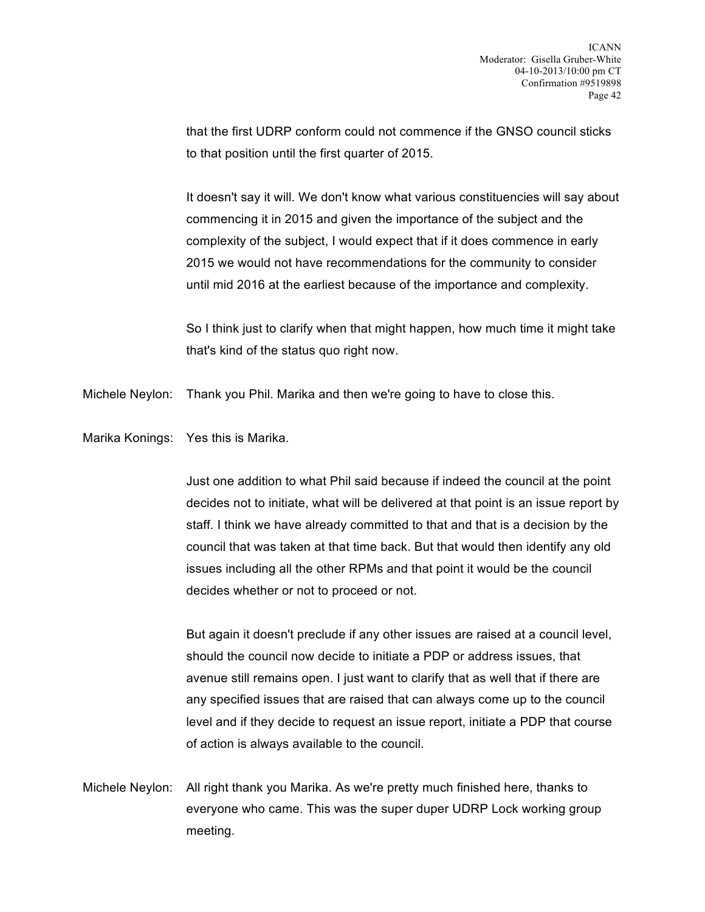that the first UDRP conform could not commence if the GNSO council sticks to that position until the first quarter of 2015.

It doesn't say it will. We don't know what various constituencies will say about commencing it in 2015 and given the importance of the subject and the complexity of the subject, I would expect that if it does commence in early 2015 we would not have recommendations for the community to consider until mid 2016 at the earliest because of the importance and complexity.

So I think just to clarify when that might happen, how much time it might take that's kind of the status quo right now.

Michele Neylon: Thank you Phil. Marika and then we're going to have to close this.

Marika Konings: Yes this is Marika.

Just one addition to what Phil said because if indeed the council at the point decides not to initiate, what will be delivered at that point is an issue report by staff. I think we have already committed to that and that is a decision by the council that was taken at that time back. But that would then identify any old issues including all the other RPMs and that point it would be the council decides whether or not to proceed or not.

But again it doesn't preclude if any other issues are raised at a council level, should the council now decide to initiate a PDP or address issues, that avenue still remains open. I just want to clarify that as well that if there are any specified issues that are raised that can always come up to the council level and if they decide to request an issue report, initiate a PDP that course of action is always available to the council.

Michele Neylon: All right thank you Marika. As we're pretty much finished here, thanks to everyone who came. This was the super duper UDRP Lock working group meeting.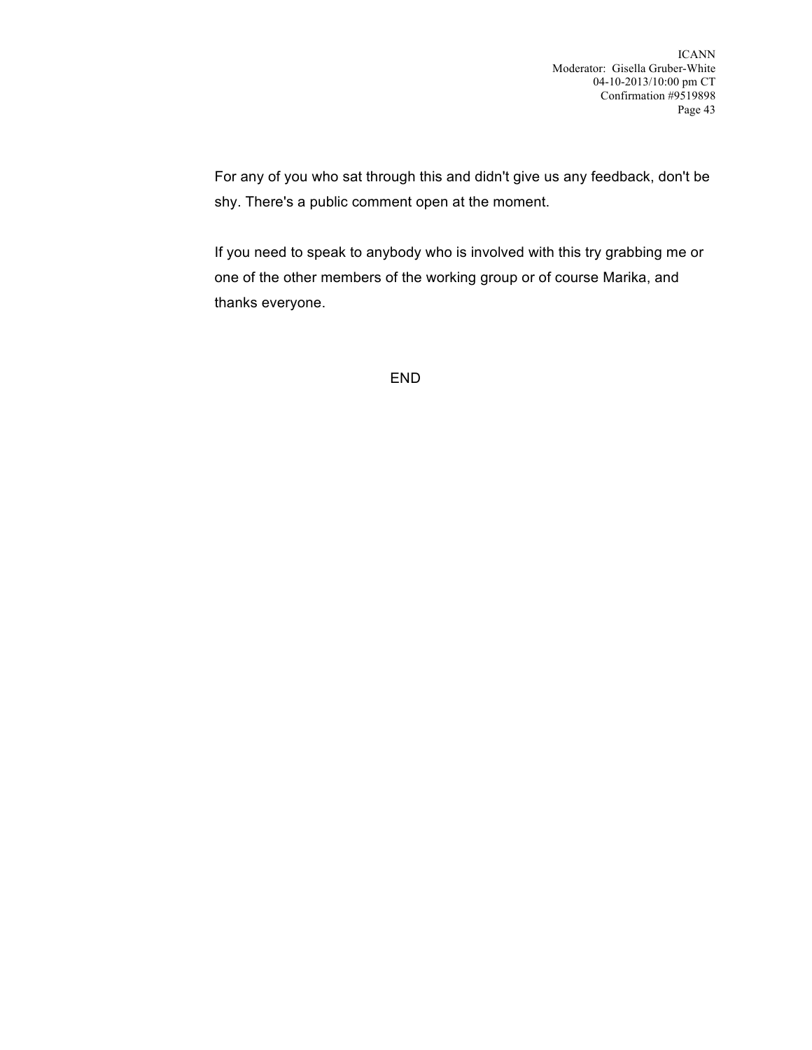For any of you who sat through this and didn't give us any feedback, don't be shy. There's a public comment open at the moment.

If you need to speak to anybody who is involved with this try grabbing me or one of the other members of the working group or of course Marika, and thanks everyone.

END